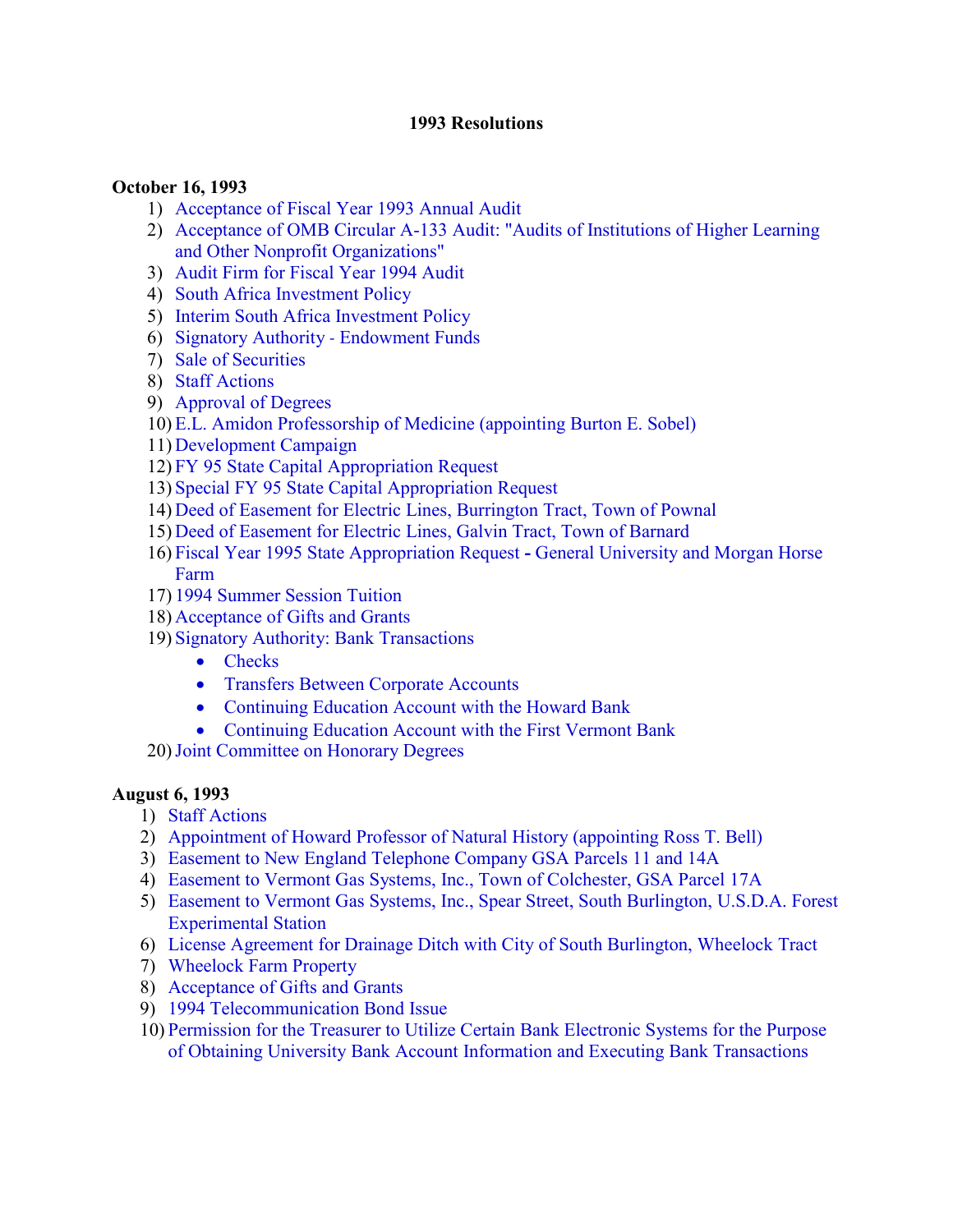# 1993 Resolutions

**October 16, 1993**

1) Acceptance of Fiscal Year 1993 Annual Audit
2) Acceptance of OMB Circular A-133 Audit: "Audits of Institutions of Higher Learning and Other Nonprofit Organizations"
3) Audit Firm for Fiscal Year 1994 Audit
4) South Africa Investment Policy
5) Interim South Africa Investment Policy
6) Signatory Authority - Endowment Funds
7) Sale of Securities
8) Staff Actions
9) Approval of Degrees
10) E.L. Amidon Professorship of Medicine (appointing Burton E. Sobel)
11) Development Campaign
12) FY 95 State Capital Appropriation Request
13) Special FY 95 State Capital Appropriation Request
14) Deed of Easement for Electric Lines, Burrington Tract, Town of Pownal
15) Deed of Easement for Electric Lines, Galvin Tract, Town of Barnard
16) Fiscal Year 1995 State Appropriation Request **-** General University and Morgan Horse Farm
17) 1994 Summer Session Tuition
18) Acceptance of Gifts and Grants
19) Signatory Authority: Bank Transactions
    - Checks
    - Transfers Between Corporate Accounts
    - Continuing Education Account with the Howard Bank
    - Continuing Education Account with the First Vermont Bank
20) Joint Committee on Honorary Degrees

**August 6, 1993**

1) Staff Actions
2) Appointment of Howard Professor of Natural History (appointing Ross T. Bell)
3) Easement to New England Telephone Company GSA Parcels 11 and 14A
4) Easement to Vermont Gas Systems, Inc., Town of Colchester, GSA Parcel 17A
5) Easement to Vermont Gas Systems, Inc., Spear Street, South Burlington, U.S.D.A. Forest Experimental Station
6) License Agreement for Drainage Ditch with City of South Burlington, Wheelock Tract
7) Wheelock Farm Property
8) Acceptance of Gifts and Grants
9) 1994 Telecommunication Bond Issue
10) Permission for the Treasurer to Utilize Certain Bank Electronic Systems for the Purpose of Obtaining University Bank Account Information and Executing Bank Transactions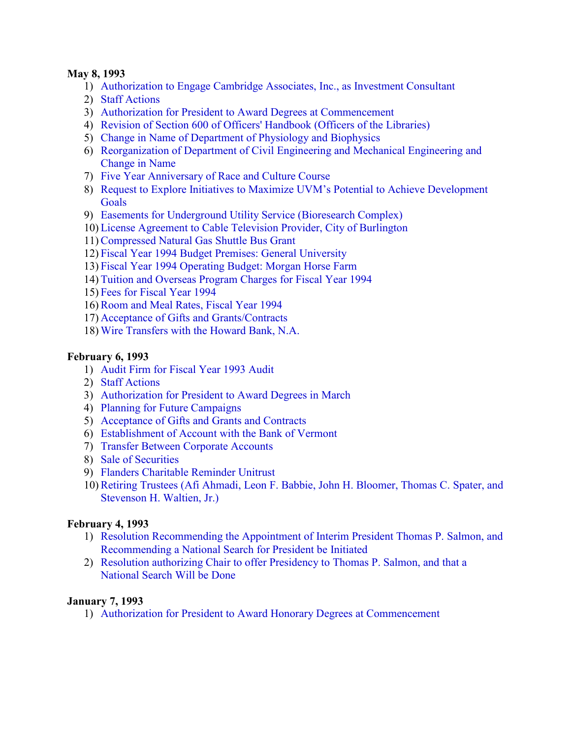**May 8, 1993**

1) Authorization to Engage Cambridge Associates, Inc., as Investment Consultant
2) Staff Actions
3) Authorization for President to Award Degrees at Commencement
4) Revision of Section 600 of Officers' Handbook (Officers of the Libraries)
5) Change in Name of Department of Physiology and Biophysics
6) Reorganization of Department of Civil Engineering and Mechanical Engineering and Change in Name
7) Five Year Anniversary of Race and Culture Course
8) Request to Explore Initiatives to Maximize UVM's Potential to Achieve Development Goals
9) Easements for Underground Utility Service (Bioresearch Complex)
10) License Agreement to Cable Television Provider, City of Burlington
11) Compressed Natural Gas Shuttle Bus Grant
12) Fiscal Year 1994 Budget Premises: General University
13) Fiscal Year 1994 Operating Budget: Morgan Horse Farm
14) Tuition and Overseas Program Charges for Fiscal Year 1994
15) Fees for Fiscal Year 1994
16) Room and Meal Rates, Fiscal Year 1994
17) Acceptance of Gifts and Grants/Contracts
18) Wire Transfers with the Howard Bank, N.A.

**February 6, 1993**

1) Audit Firm for Fiscal Year 1993 Audit
2) Staff Actions
3) Authorization for President to Award Degrees in March
4) Planning for Future Campaigns
5) Acceptance of Gifts and Grants and Contracts
6) Establishment of Account with the Bank of Vermont
7) Transfer Between Corporate Accounts
8) Sale of Securities
9) Flanders Charitable Reminder Unitrust
10) Retiring Trustees (Afi Ahmadi, Leon F. Babbie, John H. Bloomer, Thomas C. Spater, and Stevenson H. Waltien, Jr.)

**February 4, 1993**

1) Resolution Recommending the Appointment of Interim President Thomas P. Salmon, and Recommending a National Search for President be Initiated
2) Resolution authorizing Chair to offer Presidency to Thomas P. Salmon, and that a National Search Will be Done

**January 7, 1993**

1) Authorization for President to Award Honorary Degrees at Commencement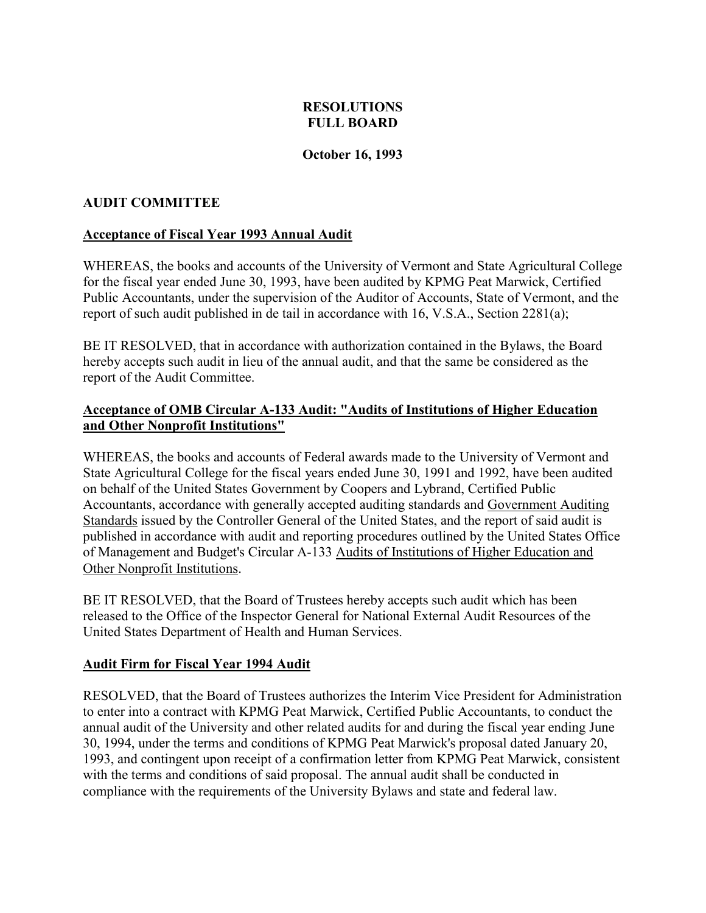**RESOLUTIONS**
**FULL BOARD**

**October 16, 1993**

**AUDIT COMMITTEE**

**Acceptance of Fiscal Year 1993 Annual Audit**

WHEREAS, the books and accounts of the University of Vermont and State Agricultural College for the fiscal year ended June 30, 1993, have been audited by KPMG Peat Marwick, Certified Public Accountants, under the supervision of the Auditor of Accounts, State of Vermont, and the report of such audit published in de tail in accordance with 16, V.S.A., Section 2281(a);

BE IT RESOLVED, that in accordance with authorization contained in the Bylaws, the Board hereby accepts such audit in lieu of the annual audit, and that the same be considered as the report of the Audit Committee.

**Acceptance of OMB Circular A-133 Audit: "Audits of Institutions of Higher Education and Other Nonprofit Institutions"**

WHEREAS, the books and accounts of Federal awards made to the University of Vermont and State Agricultural College for the fiscal years ended June 30, 1991 and 1992, have been audited on behalf of the United States Government by Coopers and Lybrand, Certified Public Accountants, accordance with generally accepted auditing standards and Government Auditing Standards issued by the Controller General of the United States, and the report of said audit is published in accordance with audit and reporting procedures outlined by the United States Office of Management and Budget's Circular A-133 Audits of Institutions of Higher Education and Other Nonprofit Institutions.

BE IT RESOLVED, that the Board of Trustees hereby accepts such audit which has been released to the Office of the Inspector General for National External Audit Resources of the United States Department of Health and Human Services.

**Audit Firm for Fiscal Year 1994 Audit**

RESOLVED, that the Board of Trustees authorizes the Interim Vice President for Administration to enter into a contract with KPMG Peat Marwick, Certified Public Accountants, to conduct the annual audit of the University and other related audits for and during the fiscal year ending June 30, 1994, under the terms and conditions of KPMG Peat Marwick's proposal dated January 20, 1993, and contingent upon receipt of a confirmation letter from KPMG Peat Marwick, consistent with the terms and conditions of said proposal. The annual audit shall be conducted in compliance with the requirements of the University Bylaws and state and federal law.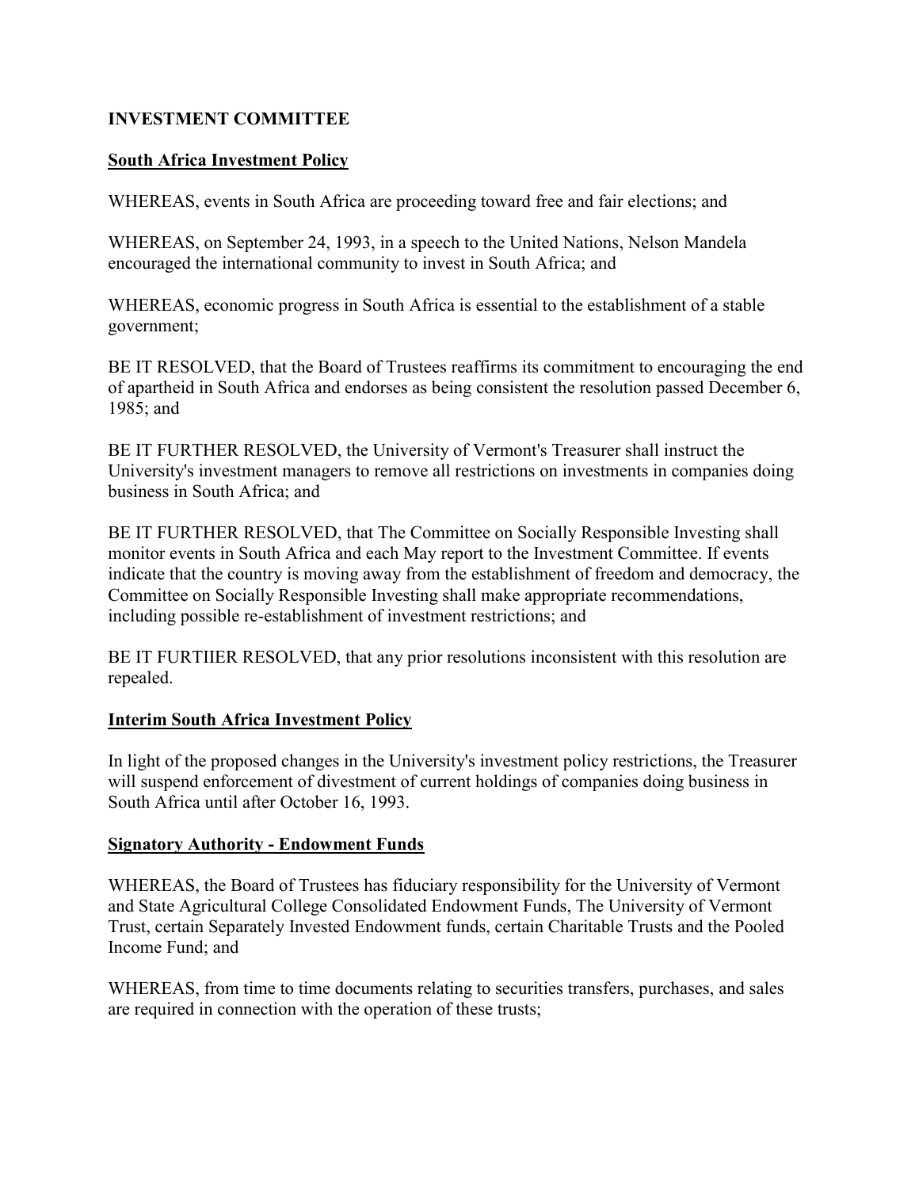**INVESTMENT COMMITTEE**

**South Africa Investment Policy**

WHEREAS, events in South Africa are proceeding toward free and fair elections; and

WHEREAS, on September 24, 1993, in a speech to the United Nations, Nelson Mandela encouraged the international community to invest in South Africa; and

WHEREAS, economic progress in South Africa is essential to the establishment of a stable government;

BE IT RESOLVED, that the Board of Trustees reaffirms its commitment to encouraging the end of apartheid in South Africa and endorses as being consistent the resolution passed December 6, 1985; and

BE IT FURTHER RESOLVED, the University of Vermont's Treasurer shall instruct the University's investment managers to remove all restrictions on investments in companies doing business in South Africa; and

BE IT FURTHER RESOLVED, that The Committee on Socially Responsible Investing shall monitor events in South Africa and each May report to the Investment Committee. If events indicate that the country is moving away from the establishment of freedom and democracy, the Committee on Socially Responsible Investing shall make appropriate recommendations, including possible re-establishment of investment restrictions; and

BE IT FURTIIER RESOLVED, that any prior resolutions inconsistent with this resolution are repealed.

**Interim South Africa Investment Policy**

In light of the proposed changes in the University's investment policy restrictions, the Treasurer will suspend enforcement of divestment of current holdings of companies doing business in South Africa until after October 16, 1993.

**Signatory Authority - Endowment Funds**

WHEREAS, the Board of Trustees has fiduciary responsibility for the University of Vermont and State Agricultural College Consolidated Endowment Funds, The University of Vermont Trust, certain Separately Invested Endowment funds, certain Charitable Trusts and the Pooled Income Fund; and

WHEREAS, from time to time documents relating to securities transfers, purchases, and sales are required in connection with the operation of these trusts;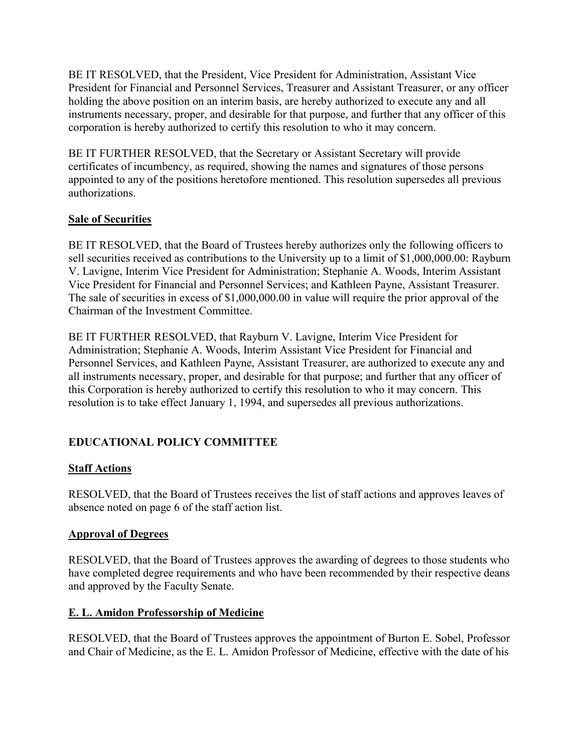BE IT RESOLVED, that the President, Vice President for Administration, Assistant Vice President for Financial and Personnel Services, Treasurer and Assistant Treasurer, or any officer holding the above position on an interim basis, are hereby authorized to execute any and all instruments necessary, proper, and desirable for that purpose, and further that any officer of this corporation is hereby authorized to certify this resolution to who it may concern.

BE IT FURTHER RESOLVED, that the Secretary or Assistant Secretary will provide certificates of incumbency, as required, showing the names and signatures of those persons appointed to any of the positions heretofore mentioned. This resolution supersedes all previous authorizations.

**Sale of Securities**

BE IT RESOLVED, that the Board of Trustees hereby authorizes only the following officers to sell securities received as contributions to the University up to a limit of $1,000,000.00: Rayburn V. Lavigne, Interim Vice President for Administration; Stephanie A. Woods, Interim Assistant Vice President for Financial and Personnel Services; and Kathleen Payne, Assistant Treasurer. The sale of securities in excess of $1,000,000.00 in value will require the prior approval of the Chairman of the Investment Committee.

BE IT FURTHER RESOLVED, that Rayburn V. Lavigne, Interim Vice President for Administration; Stephanie A. Woods, Interim Assistant Vice President for Financial and Personnel Services, and Kathleen Payne, Assistant Treasurer, are authorized to execute any and all instruments necessary, proper, and desirable for that purpose; and further that any officer of this Corporation is hereby authorized to certify this resolution to who it may concern. This resolution is to take effect January 1, 1994, and supersedes all previous authorizations.

## EDUCATIONAL POLICY COMMITTEE

**Staff Actions**

RESOLVED, that the Board of Trustees receives the list of staff actions and approves leaves of absence noted on page 6 of the staff action list.

**Approval of Degrees**

RESOLVED, that the Board of Trustees approves the awarding of degrees to those students who have completed degree requirements and who have been recommended by their respective deans and approved by the Faculty Senate.

**E. L. Amidon Professorship of Medicine**

RESOLVED, that the Board of Trustees approves the appointment of Burton E. Sobel, Professor and Chair of Medicine, as the E. L. Amidon Professor of Medicine, effective with the date of his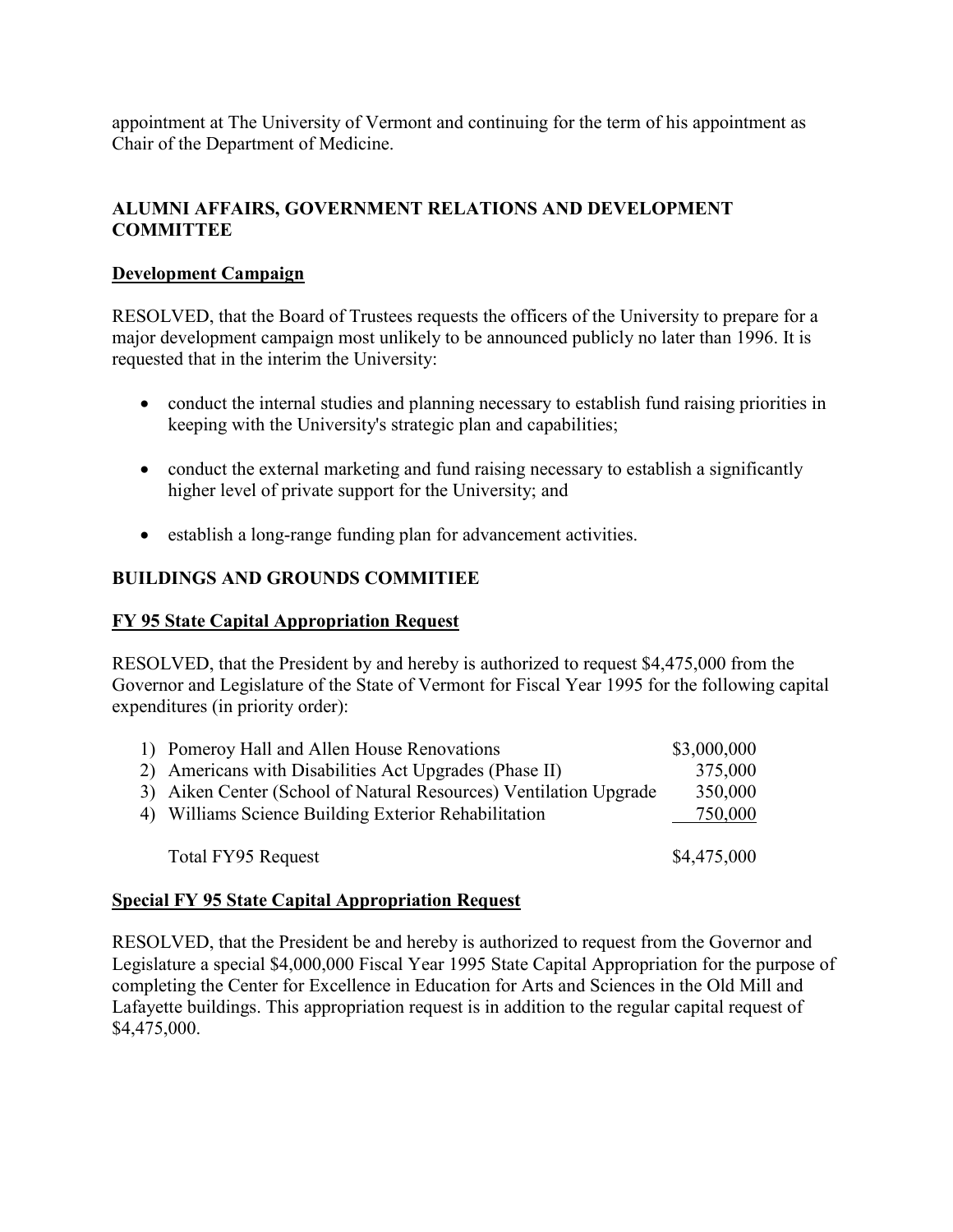appointment at The University of Vermont and continuing for the term of his appointment as Chair of the Department of Medicine.

## ALUMNI AFFAIRS, GOVERNMENT RELATIONS AND DEVELOPMENT COMMITTEE

### Development Campaign

RESOLVED, that the Board of Trustees requests the officers of the University to prepare for a major development campaign most unlikely to be announced publicly no later than 1996. It is requested that in the interim the University:

- conduct the internal studies and planning necessary to establish fund raising priorities in keeping with the University's strategic plan and capabilities;
- conduct the external marketing and fund raising necessary to establish a significantly higher level of private support for the University; and
- establish a long-range funding plan for advancement activities.

## BUILDINGS AND GROUNDS COMMITIEE

### FY 95 State Capital Appropriation Request

RESOLVED, that the President by and hereby is authorized to request $4,475,000 from the Governor and Legislature of the State of Vermont for Fiscal Year 1995 for the following capital expenditures (in priority order):

| | |
|---|---|
| 1) Pomeroy Hall and Allen House Renovations | $3,000,000 |
| 2) Americans with Disabilities Act Upgrades (Phase II) | 375,000 |
| 3) Aiken Center (School of Natural Resources) Ventilation Upgrade | 350,000 |
| 4) Williams Science Building Exterior Rehabilitation | 750,000 |
| Total FY95 Request | $4,475,000 |

### Special FY 95 State Capital Appropriation Request

RESOLVED, that the President be and hereby is authorized to request from the Governor and Legislature a special $4,000,000 Fiscal Year 1995 State Capital Appropriation for the purpose of completing the Center for Excellence in Education for Arts and Sciences in the Old Mill and Lafayette buildings. This appropriation request is in addition to the regular capital request of $4,475,000.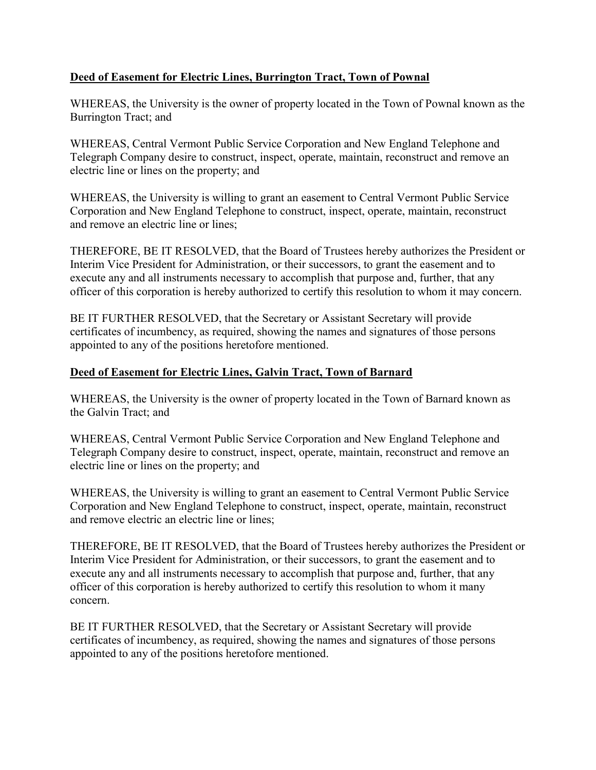**Deed of Easement for Electric Lines, Burrington Tract, Town of Pownal**

WHEREAS, the University is the owner of property located in the Town of Pownal known as the Burrington Tract; and

WHEREAS, Central Vermont Public Service Corporation and New England Telephone and Telegraph Company desire to construct, inspect, operate, maintain, reconstruct and remove an electric line or lines on the property; and

WHEREAS, the University is willing to grant an easement to Central Vermont Public Service Corporation and New England Telephone to construct, inspect, operate, maintain, reconstruct and remove an electric line or lines;

THEREFORE, BE IT RESOLVED, that the Board of Trustees hereby authorizes the President or Interim Vice President for Administration, or their successors, to grant the easement and to execute any and all instruments necessary to accomplish that purpose and, further, that any officer of this corporation is hereby authorized to certify this resolution to whom it may concern.

BE IT FURTHER RESOLVED, that the Secretary or Assistant Secretary will provide certificates of incumbency, as required, showing the names and signatures of those persons appointed to any of the positions heretofore mentioned.

**Deed of Easement for Electric Lines, Galvin Tract, Town of Barnard**

WHEREAS, the University is the owner of property located in the Town of Barnard known as the Galvin Tract; and

WHEREAS, Central Vermont Public Service Corporation and New England Telephone and Telegraph Company desire to construct, inspect, operate, maintain, reconstruct and remove an electric line or lines on the property; and

WHEREAS, the University is willing to grant an easement to Central Vermont Public Service Corporation and New England Telephone to construct, inspect, operate, maintain, reconstruct and remove electric an electric line or lines;

THEREFORE, BE IT RESOLVED, that the Board of Trustees hereby authorizes the President or Interim Vice President for Administration, or their successors, to grant the easement and to execute any and all instruments necessary to accomplish that purpose and, further, that any officer of this corporation is hereby authorized to certify this resolution to whom it many concern.

BE IT FURTHER RESOLVED, that the Secretary or Assistant Secretary will provide certificates of incumbency, as required, showing the names and signatures of those persons appointed to any of the positions heretofore mentioned.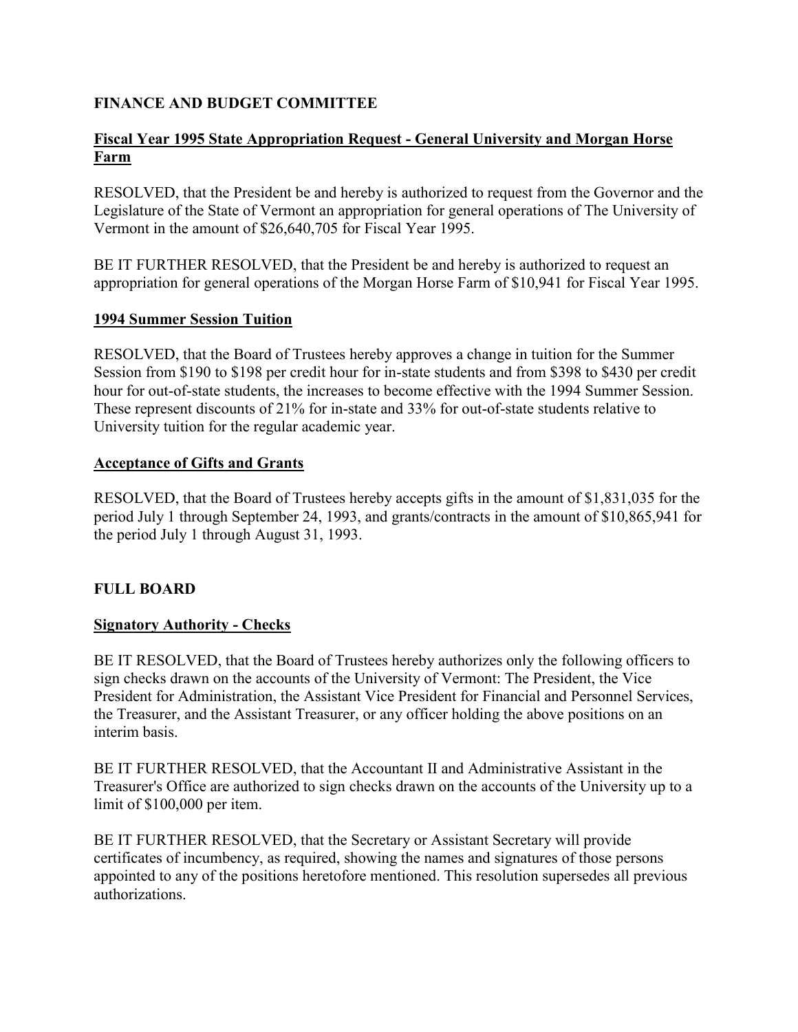## FINANCE AND BUDGET COMMITTEE

### Fiscal Year 1995 State Appropriation Request - General University and Morgan Horse Farm

RESOLVED, that the President be and hereby is authorized to request from the Governor and the Legislature of the State of Vermont an appropriation for general operations of The University of Vermont in the amount of $26,640,705 for Fiscal Year 1995.

BE IT FURTHER RESOLVED, that the President be and hereby is authorized to request an appropriation for general operations of the Morgan Horse Farm of $10,941 for Fiscal Year 1995.

### 1994 Summer Session Tuition

RESOLVED, that the Board of Trustees hereby approves a change in tuition for the Summer Session from $190 to $198 per credit hour for in-state students and from $398 to $430 per credit hour for out-of-state students, the increases to become effective with the 1994 Summer Session. These represent discounts of 21% for in-state and 33% for out-of-state students relative to University tuition for the regular academic year.

### Acceptance of Gifts and Grants

RESOLVED, that the Board of Trustees hereby accepts gifts in the amount of $1,831,035 for the period July 1 through September 24, 1993, and grants/contracts in the amount of $10,865,941 for the period July 1 through August 31, 1993.

## FULL BOARD

### Signatory Authority - Checks

BE IT RESOLVED, that the Board of Trustees hereby authorizes only the following officers to sign checks drawn on the accounts of the University of Vermont: The President, the Vice President for Administration, the Assistant Vice President for Financial and Personnel Services, the Treasurer, and the Assistant Treasurer, or any officer holding the above positions on an interim basis.

BE IT FURTHER RESOLVED, that the Accountant II and Administrative Assistant in the Treasurer's Office are authorized to sign checks drawn on the accounts of the University up to a limit of $100,000 per item.

BE IT FURTHER RESOLVED, that the Secretary or Assistant Secretary will provide certificates of incumbency, as required, showing the names and signatures of those persons appointed to any of the positions heretofore mentioned. This resolution supersedes all previous authorizations.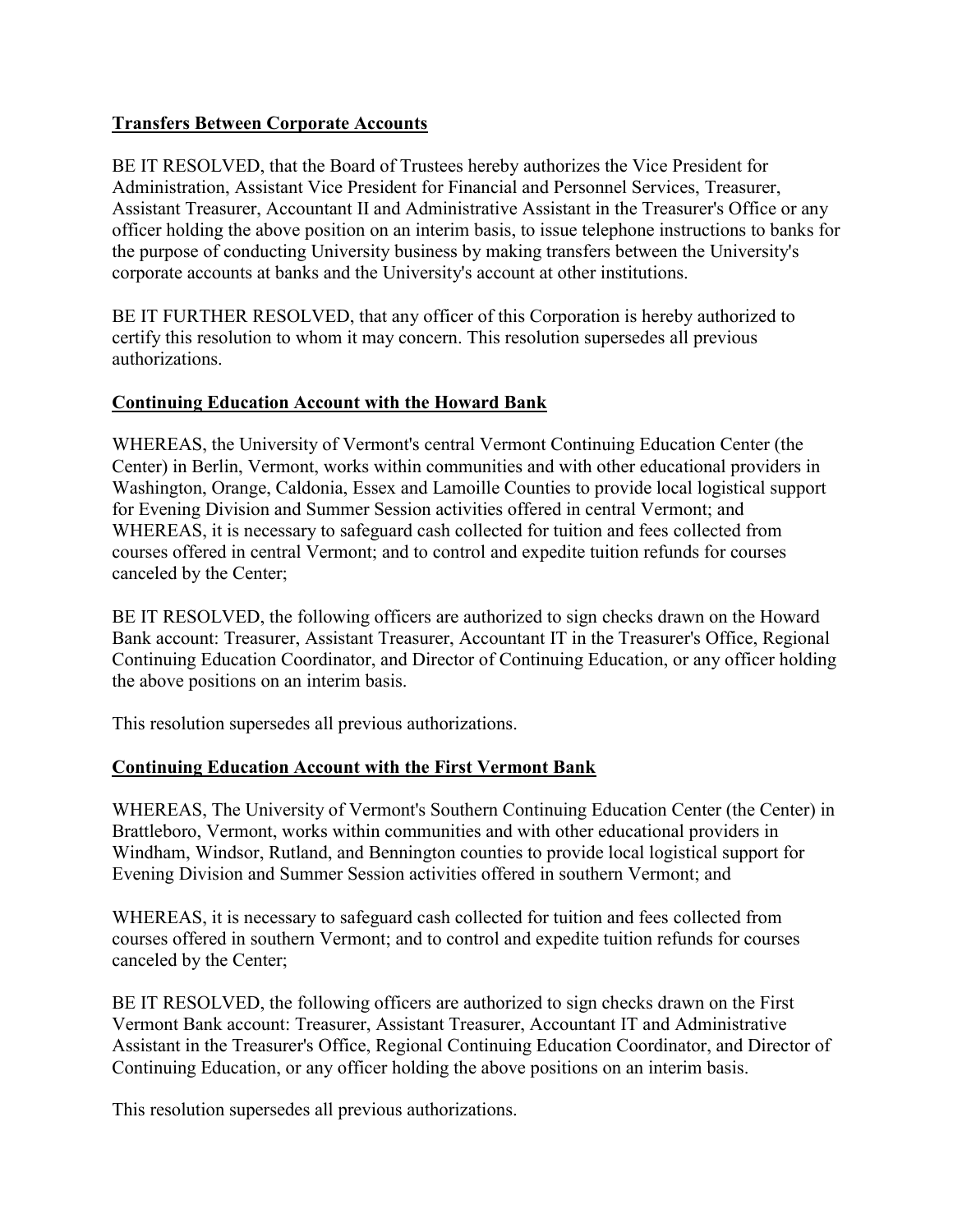**Transfers Between Corporate Accounts**

BE IT RESOLVED, that the Board of Trustees hereby authorizes the Vice President for Administration, Assistant Vice President for Financial and Personnel Services, Treasurer, Assistant Treasurer, Accountant II and Administrative Assistant in the Treasurer's Office or any officer holding the above position on an interim basis, to issue telephone instructions to banks for the purpose of conducting University business by making transfers between the University's corporate accounts at banks and the University's account at other institutions.

BE IT FURTHER RESOLVED, that any officer of this Corporation is hereby authorized to certify this resolution to whom it may concern. This resolution supersedes all previous authorizations.

**Continuing Education Account with the Howard Bank**

WHEREAS, the University of Vermont's central Vermont Continuing Education Center (the Center) in Berlin, Vermont, works within communities and with other educational providers in Washington, Orange, Caldonia, Essex and Lamoille Counties to provide local logistical support for Evening Division and Summer Session activities offered in central Vermont; and WHEREAS, it is necessary to safeguard cash collected for tuition and fees collected from courses offered in central Vermont; and to control and expedite tuition refunds for courses canceled by the Center;

BE IT RESOLVED, the following officers are authorized to sign checks drawn on the Howard Bank account: Treasurer, Assistant Treasurer, Accountant IT in the Treasurer's Office, Regional Continuing Education Coordinator, and Director of Continuing Education, or any officer holding the above positions on an interim basis.

This resolution supersedes all previous authorizations.

**Continuing Education Account with the First Vermont Bank**

WHEREAS, The University of Vermont's Southern Continuing Education Center (the Center) in Brattleboro, Vermont, works within communities and with other educational providers in Windham, Windsor, Rutland, and Bennington counties to provide local logistical support for Evening Division and Summer Session activities offered in southern Vermont; and

WHEREAS, it is necessary to safeguard cash collected for tuition and fees collected from courses offered in southern Vermont; and to control and expedite tuition refunds for courses canceled by the Center;

BE IT RESOLVED, the following officers are authorized to sign checks drawn on the First Vermont Bank account: Treasurer, Assistant Treasurer, Accountant IT and Administrative Assistant in the Treasurer's Office, Regional Continuing Education Coordinator, and Director of Continuing Education, or any officer holding the above positions on an interim basis.

This resolution supersedes all previous authorizations.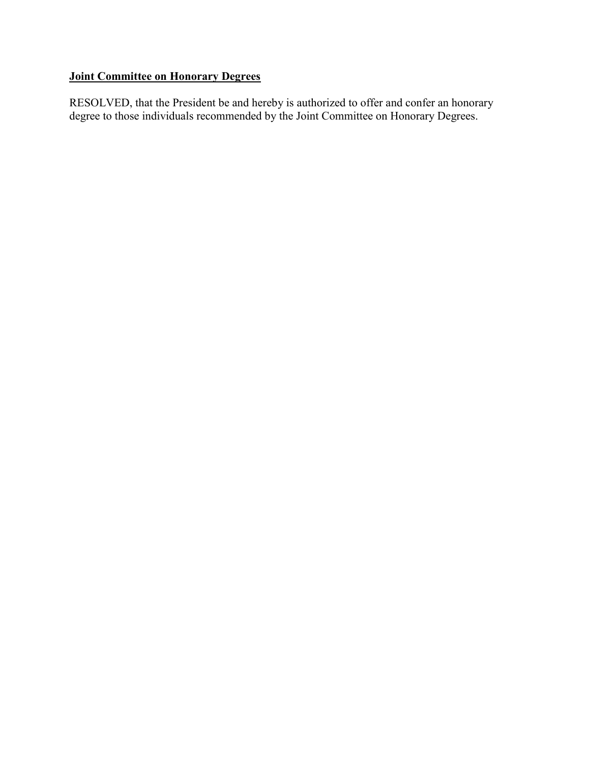**Joint Committee on Honorary Degrees**

RESOLVED, that the President be and hereby is authorized to offer and confer an honorary degree to those individuals recommended by the Joint Committee on Honorary Degrees.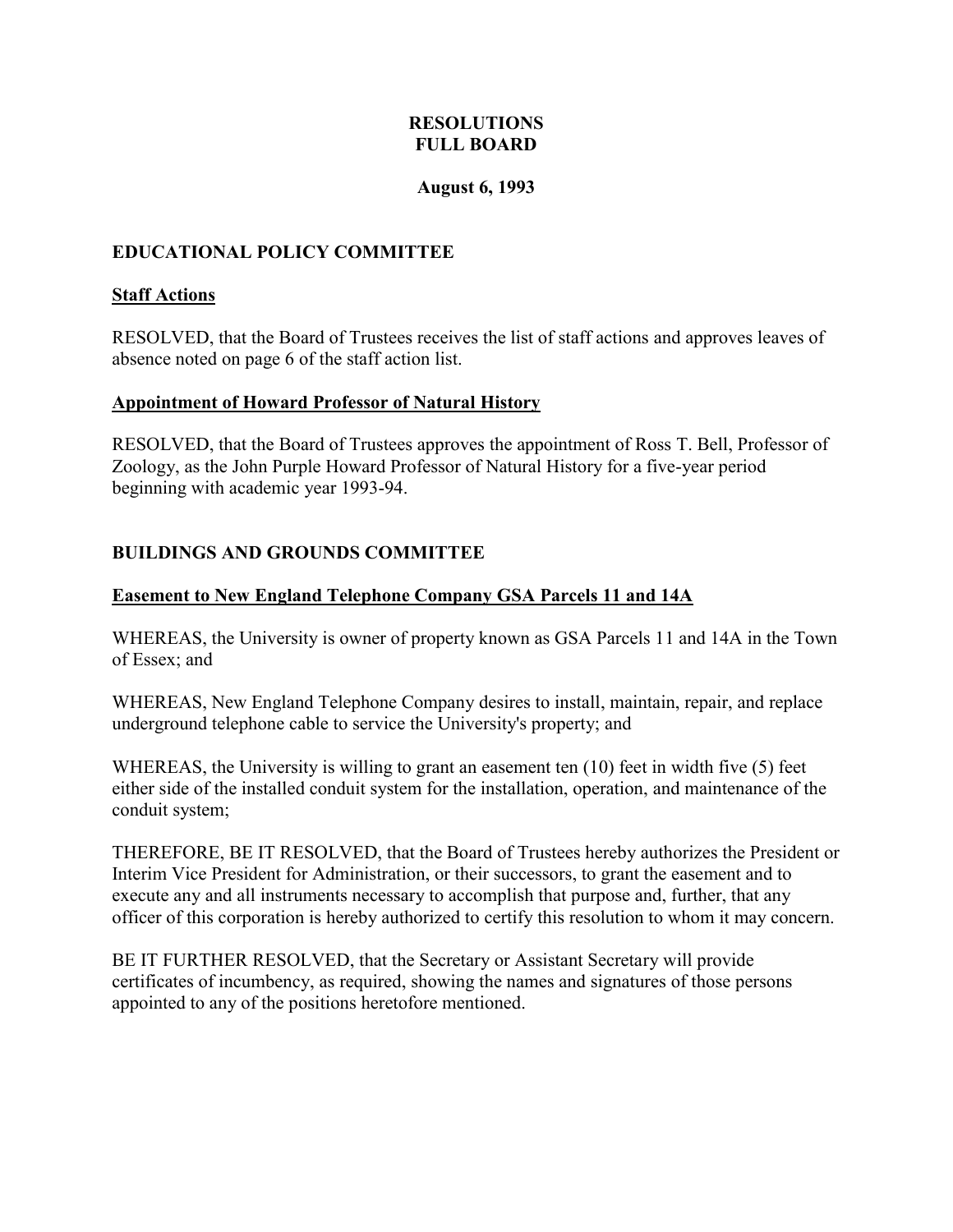# RESOLUTIONS
# FULL BOARD

**August 6, 1993**

## EDUCATIONAL POLICY COMMITTEE

### Staff Actions

RESOLVED, that the Board of Trustees receives the list of staff actions and approves leaves of absence noted on page 6 of the staff action list.

### Appointment of Howard Professor of Natural History

RESOLVED, that the Board of Trustees approves the appointment of Ross T. Bell, Professor of Zoology, as the John Purple Howard Professor of Natural History for a five-year period beginning with academic year 1993-94.

## BUILDINGS AND GROUNDS COMMITTEE

### Easement to New England Telephone Company GSA Parcels 11 and 14A

WHEREAS, the University is owner of property known as GSA Parcels 11 and 14A in the Town of Essex; and

WHEREAS, New England Telephone Company desires to install, maintain, repair, and replace underground telephone cable to service the University's property; and

WHEREAS, the University is willing to grant an easement ten (10) feet in width five (5) feet either side of the installed conduit system for the installation, operation, and maintenance of the conduit system;

THEREFORE, BE IT RESOLVED, that the Board of Trustees hereby authorizes the President or Interim Vice President for Administration, or their successors, to grant the easement and to execute any and all instruments necessary to accomplish that purpose and, further, that any officer of this corporation is hereby authorized to certify this resolution to whom it may concern.

BE IT FURTHER RESOLVED, that the Secretary or Assistant Secretary will provide certificates of incumbency, as required, showing the names and signatures of those persons appointed to any of the positions heretofore mentioned.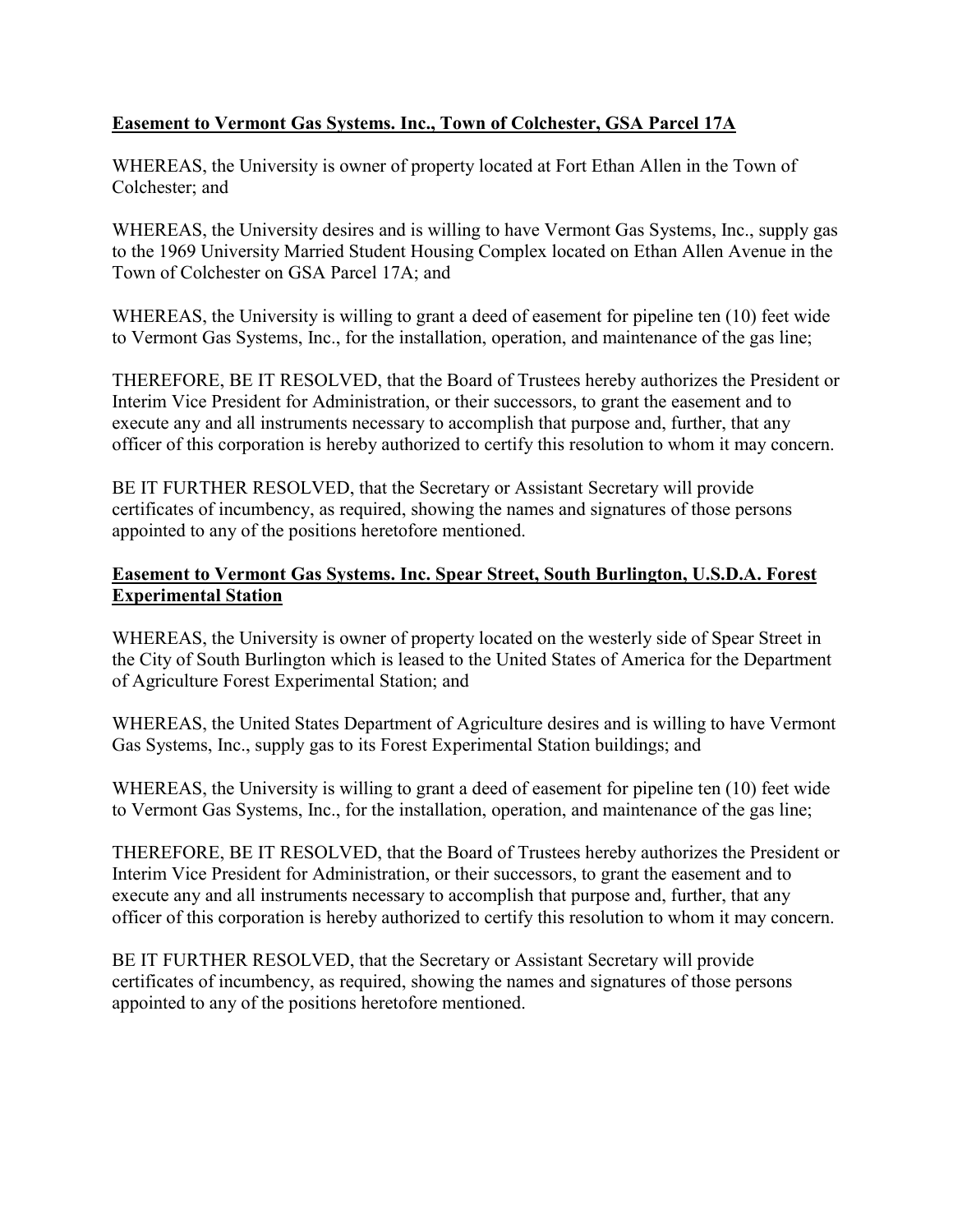**Easement to Vermont Gas Systems. Inc., Town of Colchester, GSA Parcel 17A**

WHEREAS, the University is owner of property located at Fort Ethan Allen in the Town of Colchester; and

WHEREAS, the University desires and is willing to have Vermont Gas Systems, Inc., supply gas to the 1969 University Married Student Housing Complex located on Ethan Allen Avenue in the Town of Colchester on GSA Parcel 17A; and

WHEREAS, the University is willing to grant a deed of easement for pipeline ten (10) feet wide to Vermont Gas Systems, Inc., for the installation, operation, and maintenance of the gas line;

THEREFORE, BE IT RESOLVED, that the Board of Trustees hereby authorizes the President or Interim Vice President for Administration, or their successors, to grant the easement and to execute any and all instruments necessary to accomplish that purpose and, further, that any officer of this corporation is hereby authorized to certify this resolution to whom it may concern.

BE IT FURTHER RESOLVED, that the Secretary or Assistant Secretary will provide certificates of incumbency, as required, showing the names and signatures of those persons appointed to any of the positions heretofore mentioned.

**Easement to Vermont Gas Systems. Inc. Spear Street, South Burlington, U.S.D.A. Forest Experimental Station**

WHEREAS, the University is owner of property located on the westerly side of Spear Street in the City of South Burlington which is leased to the United States of America for the Department of Agriculture Forest Experimental Station; and

WHEREAS, the United States Department of Agriculture desires and is willing to have Vermont Gas Systems, Inc., supply gas to its Forest Experimental Station buildings; and

WHEREAS, the University is willing to grant a deed of easement for pipeline ten (10) feet wide to Vermont Gas Systems, Inc., for the installation, operation, and maintenance of the gas line;

THEREFORE, BE IT RESOLVED, that the Board of Trustees hereby authorizes the President or Interim Vice President for Administration, or their successors, to grant the easement and to execute any and all instruments necessary to accomplish that purpose and, further, that any officer of this corporation is hereby authorized to certify this resolution to whom it may concern.

BE IT FURTHER RESOLVED, that the Secretary or Assistant Secretary will provide certificates of incumbency, as required, showing the names and signatures of those persons appointed to any of the positions heretofore mentioned.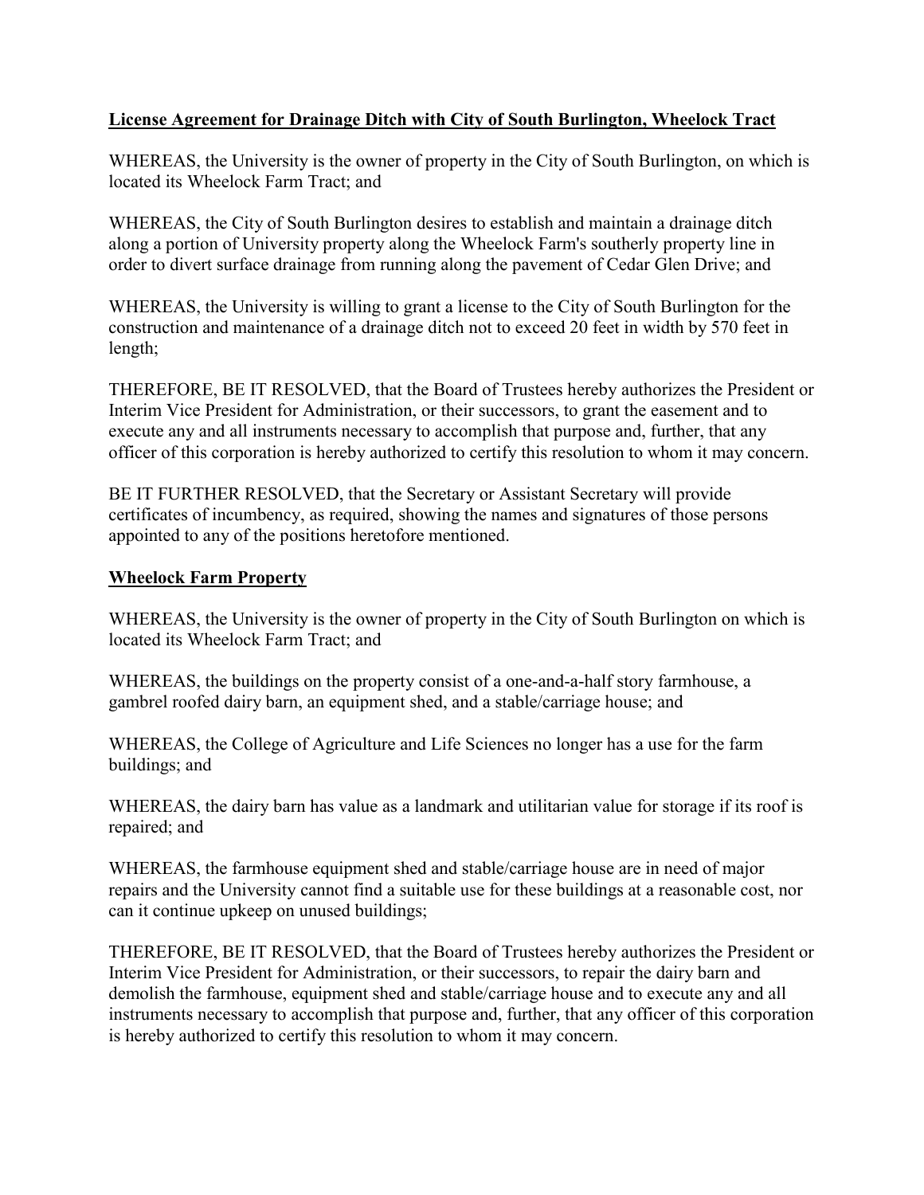**License Agreement for Drainage Ditch with City of South Burlington, Wheelock Tract**

WHEREAS, the University is the owner of property in the City of South Burlington, on which is located its Wheelock Farm Tract; and

WHEREAS, the City of South Burlington desires to establish and maintain a drainage ditch along a portion of University property along the Wheelock Farm's southerly property line in order to divert surface drainage from running along the pavement of Cedar Glen Drive; and

WHEREAS, the University is willing to grant a license to the City of South Burlington for the construction and maintenance of a drainage ditch not to exceed 20 feet in width by 570 feet in length;

THEREFORE, BE IT RESOLVED, that the Board of Trustees hereby authorizes the President or Interim Vice President for Administration, or their successors, to grant the easement and to execute any and all instruments necessary to accomplish that purpose and, further, that any officer of this corporation is hereby authorized to certify this resolution to whom it may concern.

BE IT FURTHER RESOLVED, that the Secretary or Assistant Secretary will provide certificates of incumbency, as required, showing the names and signatures of those persons appointed to any of the positions heretofore mentioned.

**Wheelock Farm Property**

WHEREAS, the University is the owner of property in the City of South Burlington on which is located its Wheelock Farm Tract; and

WHEREAS, the buildings on the property consist of a one-and-a-half story farmhouse, a gambrel roofed dairy barn, an equipment shed, and a stable/carriage house; and

WHEREAS, the College of Agriculture and Life Sciences no longer has a use for the farm buildings; and

WHEREAS, the dairy barn has value as a landmark and utilitarian value for storage if its roof is repaired; and

WHEREAS, the farmhouse equipment shed and stable/carriage house are in need of major repairs and the University cannot find a suitable use for these buildings at a reasonable cost, nor can it continue upkeep on unused buildings;

THEREFORE, BE IT RESOLVED, that the Board of Trustees hereby authorizes the President or Interim Vice President for Administration, or their successors, to repair the dairy barn and demolish the farmhouse, equipment shed and stable/carriage house and to execute any and all instruments necessary to accomplish that purpose and, further, that any officer of this corporation is hereby authorized to certify this resolution to whom it may concern.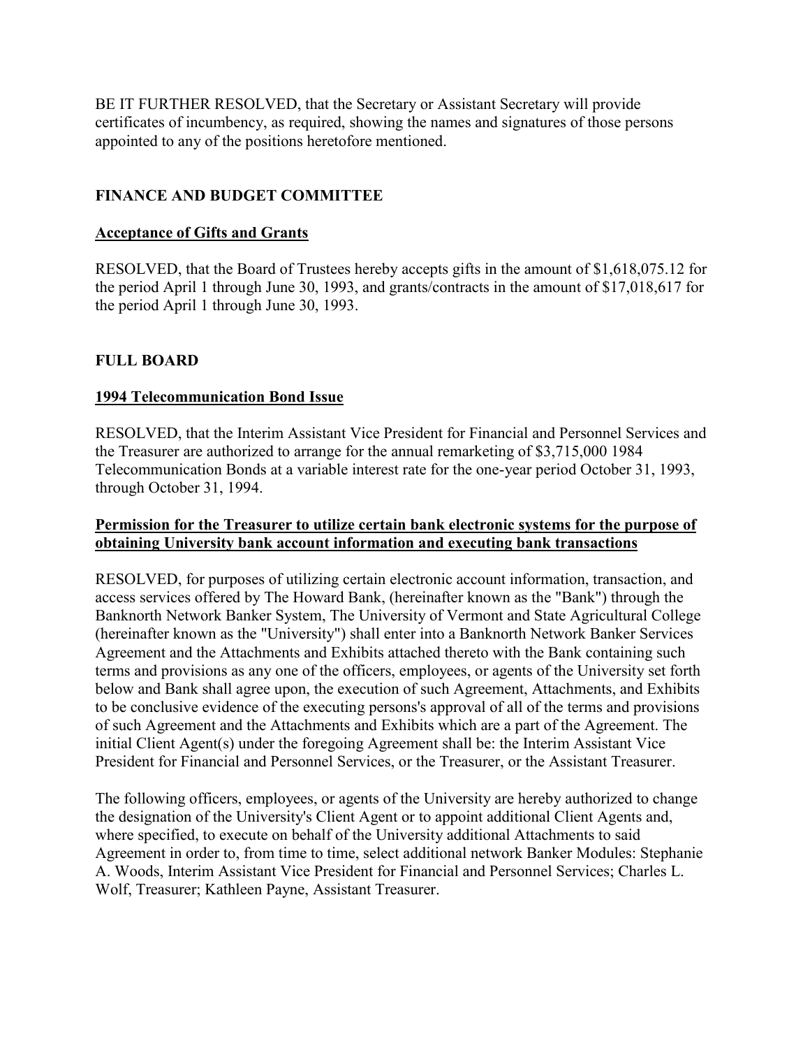BE IT FURTHER RESOLVED, that the Secretary or Assistant Secretary will provide certificates of incumbency, as required, showing the names and signatures of those persons appointed to any of the positions heretofore mentioned.

**FINANCE AND BUDGET COMMITTEE**

**Acceptance of Gifts and Grants**

RESOLVED, that the Board of Trustees hereby accepts gifts in the amount of $1,618,075.12 for the period April 1 through June 30, 1993, and grants/contracts in the amount of $17,018,617 for the period April 1 through June 30, 1993.

**FULL BOARD**

**1994 Telecommunication Bond Issue**

RESOLVED, that the Interim Assistant Vice President for Financial and Personnel Services and the Treasurer are authorized to arrange for the annual remarketing of $3,715,000 1984 Telecommunication Bonds at a variable interest rate for the one-year period October 31, 1993, through October 31, 1994.

**Permission for the Treasurer to utilize certain bank electronic systems for the purpose of obtaining University bank account information and executing bank transactions**

RESOLVED, for purposes of utilizing certain electronic account information, transaction, and access services offered by The Howard Bank, (hereinafter known as the "Bank") through the Banknorth Network Banker System, The University of Vermont and State Agricultural College (hereinafter known as the "University") shall enter into a Banknorth Network Banker Services Agreement and the Attachments and Exhibits attached thereto with the Bank containing such terms and provisions as any one of the officers, employees, or agents of the University set forth below and Bank shall agree upon, the execution of such Agreement, Attachments, and Exhibits to be conclusive evidence of the executing persons's approval of all of the terms and provisions of such Agreement and the Attachments and Exhibits which are a part of the Agreement. The initial Client Agent(s) under the foregoing Agreement shall be: the Interim Assistant Vice President for Financial and Personnel Services, or the Treasurer, or the Assistant Treasurer.

The following officers, employees, or agents of the University are hereby authorized to change the designation of the University's Client Agent or to appoint additional Client Agents and, where specified, to execute on behalf of the University additional Attachments to said Agreement in order to, from time to time, select additional network Banker Modules: Stephanie A. Woods, Interim Assistant Vice President for Financial and Personnel Services; Charles L. Wolf, Treasurer; Kathleen Payne, Assistant Treasurer.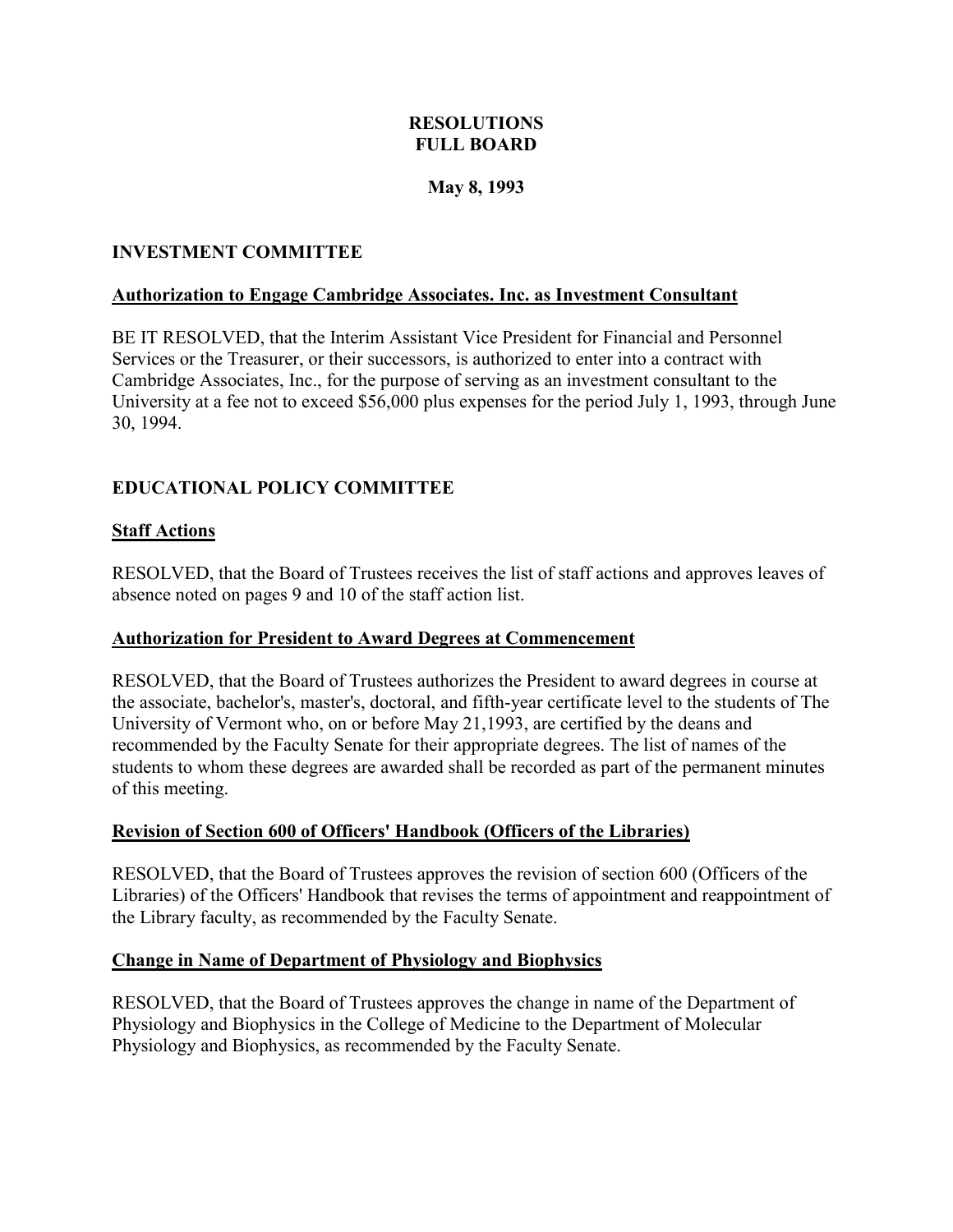**RESOLUTIONS**
**FULL BOARD**

**May 8, 1993**

## INVESTMENT COMMITTEE

### Authorization to Engage Cambridge Associates. Inc. as Investment Consultant

BE IT RESOLVED, that the Interim Assistant Vice President for Financial and Personnel Services or the Treasurer, or their successors, is authorized to enter into a contract with Cambridge Associates, Inc., for the purpose of serving as an investment consultant to the University at a fee not to exceed $56,000 plus expenses for the period July 1, 1993, through June 30, 1994.

## EDUCATIONAL POLICY COMMITTEE

### Staff Actions

RESOLVED, that the Board of Trustees receives the list of staff actions and approves leaves of absence noted on pages 9 and 10 of the staff action list.

### Authorization for President to Award Degrees at Commencement

RESOLVED, that the Board of Trustees authorizes the President to award degrees in course at the associate, bachelor's, master's, doctoral, and fifth-year certificate level to the students of The University of Vermont who, on or before May 21,1993, are certified by the deans and recommended by the Faculty Senate for their appropriate degrees. The list of names of the students to whom these degrees are awarded shall be recorded as part of the permanent minutes of this meeting.

### Revision of Section 600 of Officers' Handbook (Officers of the Libraries)

RESOLVED, that the Board of Trustees approves the revision of section 600 (Officers of the Libraries) of the Officers' Handbook that revises the terms of appointment and reappointment of the Library faculty, as recommended by the Faculty Senate.

### Change in Name of Department of Physiology and Biophysics

RESOLVED, that the Board of Trustees approves the change in name of the Department of Physiology and Biophysics in the College of Medicine to the Department of Molecular Physiology and Biophysics, as recommended by the Faculty Senate.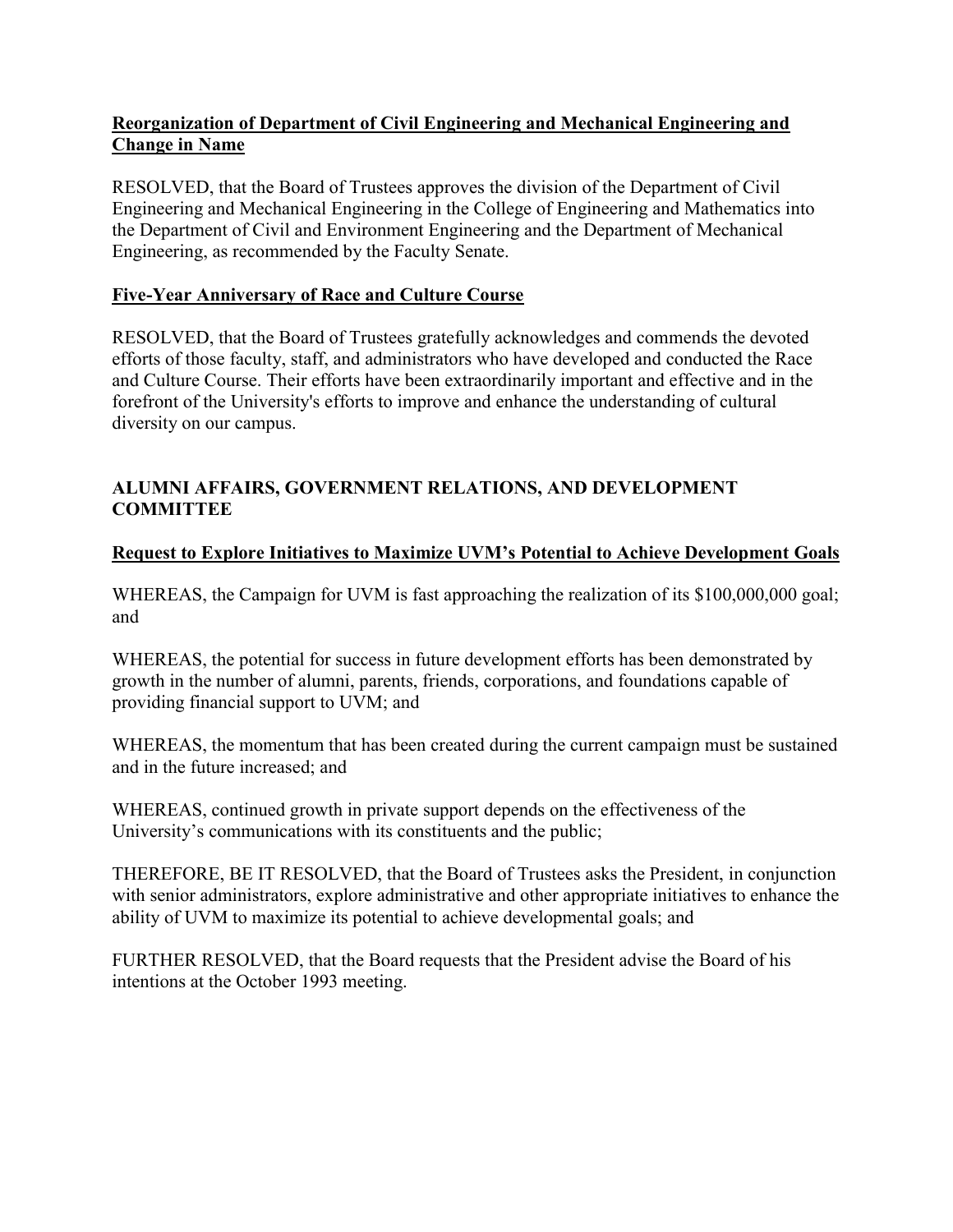**Reorganization of Department of Civil Engineering and Mechanical Engineering and Change in Name**

RESOLVED, that the Board of Trustees approves the division of the Department of Civil Engineering and Mechanical Engineering in the College of Engineering and Mathematics into the Department of Civil and Environment Engineering and the Department of Mechanical Engineering, as recommended by the Faculty Senate.

**Five-Year Anniversary of Race and Culture Course**

RESOLVED, that the Board of Trustees gratefully acknowledges and commends the devoted efforts of those faculty, staff, and administrators who have developed and conducted the Race and Culture Course. Their efforts have been extraordinarily important and effective and in the forefront of the University's efforts to improve and enhance the understanding of cultural diversity on our campus.

## ALUMNI AFFAIRS, GOVERNMENT RELATIONS, AND DEVELOPMENT COMMITTEE

**Request to Explore Initiatives to Maximize UVM's Potential to Achieve Development Goals**

WHEREAS, the Campaign for UVM is fast approaching the realization of its $100,000,000 goal; and

WHEREAS, the potential for success in future development efforts has been demonstrated by growth in the number of alumni, parents, friends, corporations, and foundations capable of providing financial support to UVM; and

WHEREAS, the momentum that has been created during the current campaign must be sustained and in the future increased; and

WHEREAS, continued growth in private support depends on the effectiveness of the University's communications with its constituents and the public;

THEREFORE, BE IT RESOLVED, that the Board of Trustees asks the President, in conjunction with senior administrators, explore administrative and other appropriate initiatives to enhance the ability of UVM to maximize its potential to achieve developmental goals; and

FURTHER RESOLVED, that the Board requests that the President advise the Board of his intentions at the October 1993 meeting.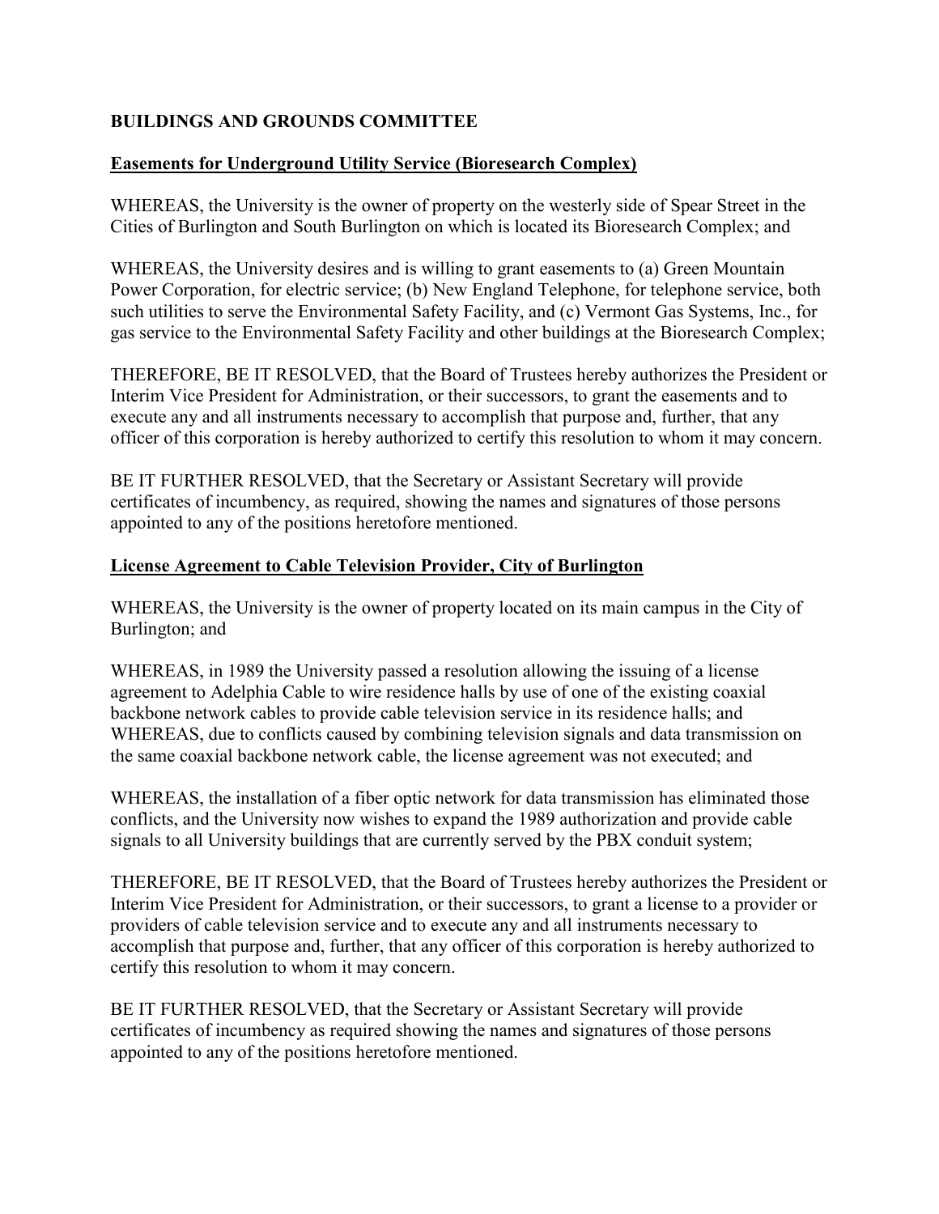**BUILDINGS AND GROUNDS COMMITTEE**

**Easements for Underground Utility Service (Bioresearch Complex)**

WHEREAS, the University is the owner of property on the westerly side of Spear Street in the Cities of Burlington and South Burlington on which is located its Bioresearch Complex; and

WHEREAS, the University desires and is willing to grant easements to (a) Green Mountain Power Corporation, for electric service; (b) New England Telephone, for telephone service, both such utilities to serve the Environmental Safety Facility, and (c) Vermont Gas Systems, Inc., for gas service to the Environmental Safety Facility and other buildings at the Bioresearch Complex;

THEREFORE, BE IT RESOLVED, that the Board of Trustees hereby authorizes the President or Interim Vice President for Administration, or their successors, to grant the easements and to execute any and all instruments necessary to accomplish that purpose and, further, that any officer of this corporation is hereby authorized to certify this resolution to whom it may concern.

BE IT FURTHER RESOLVED, that the Secretary or Assistant Secretary will provide certificates of incumbency, as required, showing the names and signatures of those persons appointed to any of the positions heretofore mentioned.

**License Agreement to Cable Television Provider, City of Burlington**

WHEREAS, the University is the owner of property located on its main campus in the City of Burlington; and

WHEREAS, in 1989 the University passed a resolution allowing the issuing of a license agreement to Adelphia Cable to wire residence halls by use of one of the existing coaxial backbone network cables to provide cable television service in its residence halls; and WHEREAS, due to conflicts caused by combining television signals and data transmission on the same coaxial backbone network cable, the license agreement was not executed; and

WHEREAS, the installation of a fiber optic network for data transmission has eliminated those conflicts, and the University now wishes to expand the 1989 authorization and provide cable signals to all University buildings that are currently served by the PBX conduit system;

THEREFORE, BE IT RESOLVED, that the Board of Trustees hereby authorizes the President or Interim Vice President for Administration, or their successors, to grant a license to a provider or providers of cable television service and to execute any and all instruments necessary to accomplish that purpose and, further, that any officer of this corporation is hereby authorized to certify this resolution to whom it may concern.

BE IT FURTHER RESOLVED, that the Secretary or Assistant Secretary will provide certificates of incumbency as required showing the names and signatures of those persons appointed to any of the positions heretofore mentioned.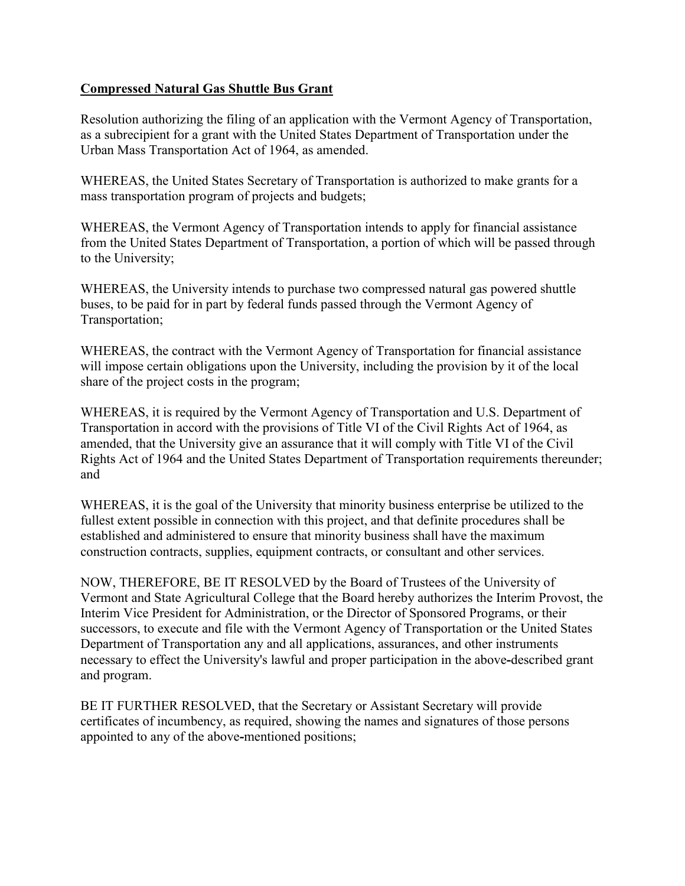**Compressed Natural Gas Shuttle Bus Grant**

Resolution authorizing the filing of an application with the Vermont Agency of Transportation, as a subrecipient for a grant with the United States Department of Transportation under the Urban Mass Transportation Act of 1964, as amended.

WHEREAS, the United States Secretary of Transportation is authorized to make grants for a mass transportation program of projects and budgets;

WHEREAS, the Vermont Agency of Transportation intends to apply for financial assistance from the United States Department of Transportation, a portion of which will be passed through to the University;

WHEREAS, the University intends to purchase two compressed natural gas powered shuttle buses, to be paid for in part by federal funds passed through the Vermont Agency of Transportation;

WHEREAS, the contract with the Vermont Agency of Transportation for financial assistance will impose certain obligations upon the University, including the provision by it of the local share of the project costs in the program;

WHEREAS, it is required by the Vermont Agency of Transportation and U.S. Department of Transportation in accord with the provisions of Title VI of the Civil Rights Act of 1964, as amended, that the University give an assurance that it will comply with Title VI of the Civil Rights Act of 1964 and the United States Department of Transportation requirements thereunder; and

WHEREAS, it is the goal of the University that minority business enterprise be utilized to the fullest extent possible in connection with this project, and that definite procedures shall be established and administered to ensure that minority business shall have the maximum construction contracts, supplies, equipment contracts, or consultant and other services.

NOW, THEREFORE, BE IT RESOLVED by the Board of Trustees of the University of Vermont and State Agricultural College that the Board hereby authorizes the Interim Provost, the Interim Vice President for Administration, or the Director of Sponsored Programs, or their successors, to execute and file with the Vermont Agency of Transportation or the United States Department of Transportation any and all applications, assurances, and other instruments necessary to effect the University's lawful and proper participation in the above-described grant and program.

BE IT FURTHER RESOLVED, that the Secretary or Assistant Secretary will provide certificates of incumbency, as required, showing the names and signatures of those persons appointed to any of the above-mentioned positions;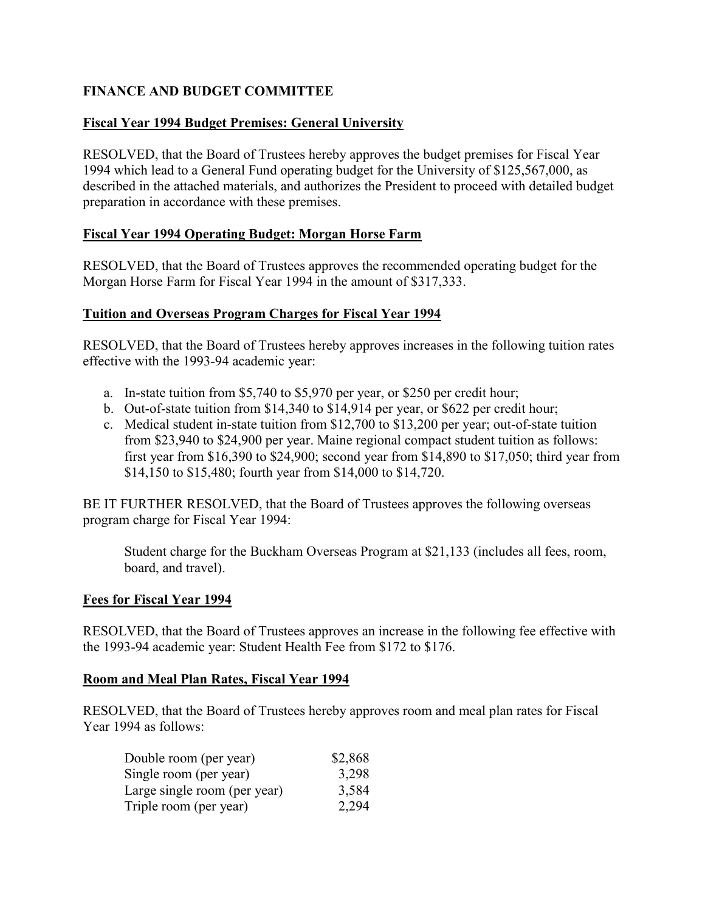**FINANCE AND BUDGET COMMITTEE**

**Fiscal Year 1994 Budget Premises: General University**

RESOLVED, that the Board of Trustees hereby approves the budget premises for Fiscal Year 1994 which lead to a General Fund operating budget for the University of $125,567,000, as described in the attached materials, and authorizes the President to proceed with detailed budget preparation in accordance with these premises.

**Fiscal Year 1994 Operating Budget: Morgan Horse Farm**

RESOLVED, that the Board of Trustees approves the recommended operating budget for the Morgan Horse Farm for Fiscal Year 1994 in the amount of $317,333.

**Tuition and Overseas Program Charges for Fiscal Year 1994**

RESOLVED, that the Board of Trustees hereby approves increases in the following tuition rates effective with the 1993-94 academic year:

a. In-state tuition from $5,740 to $5,970 per year, or $250 per credit hour;
b. Out-of-state tuition from $14,340 to $14,914 per year, or $622 per credit hour;
c. Medical student in-state tuition from $12,700 to $13,200 per year; out-of-state tuition from $23,940 to $24,900 per year. Maine regional compact student tuition as follows: first year from $16,390 to $24,900; second year from $14,890 to $17,050; third year from $14,150 to $15,480; fourth year from $14,000 to $14,720.

BE IT FURTHER RESOLVED, that the Board of Trustees approves the following overseas program charge for Fiscal Year 1994:

> Student charge for the Buckham Overseas Program at $21,133 (includes all fees, room, board, and travel).

**Fees for Fiscal Year 1994**

RESOLVED, that the Board of Trustees approves an increase in the following fee effective with the 1993-94 academic year: Student Health Fee from $172 to $176.

**Room and Meal Plan Rates, Fiscal Year 1994**

RESOLVED, that the Board of Trustees hereby approves room and meal plan rates for Fiscal Year 1994 as follows:

| | |
|---|---|
| Double room (per year) | $2,868 |
| Single room (per year) | 3,298 |
| Large single room (per year) | 3,584 |
| Triple room (per year) | 2,294 |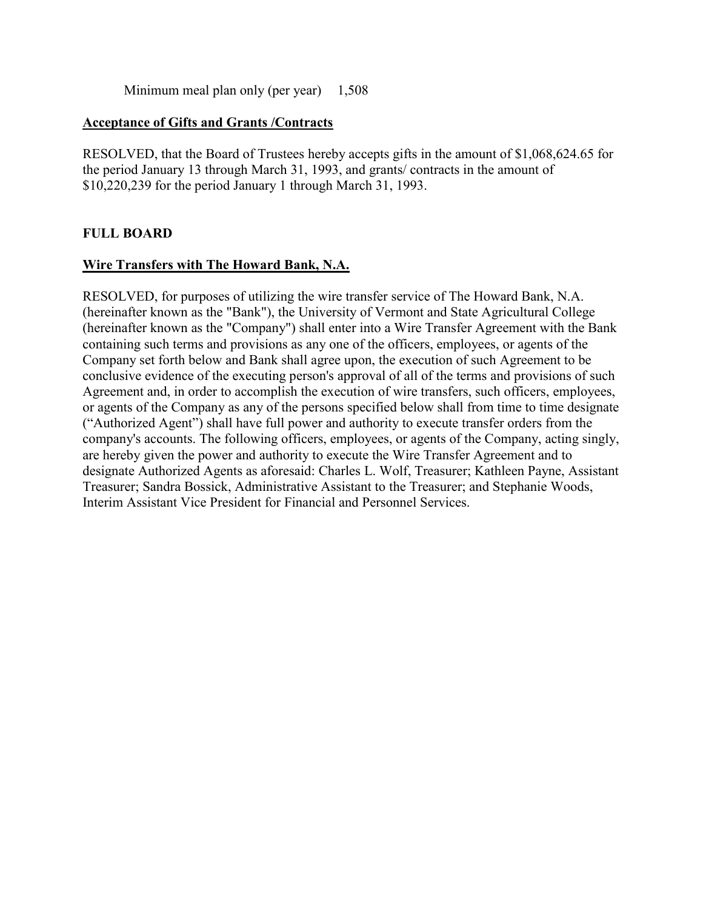Minimum meal plan only (per year) 1,508

**Acceptance of Gifts and Grants /Contracts**

RESOLVED, that the Board of Trustees hereby accepts gifts in the amount of $1,068,624.65 for the period January 13 through March 31, 1993, and grants/ contracts in the amount of $10,220,239 for the period January 1 through March 31, 1993.

**FULL BOARD**

**Wire Transfers with The Howard Bank, N.A.**

RESOLVED, for purposes of utilizing the wire transfer service of The Howard Bank, N.A. (hereinafter known as the "Bank"), the University of Vermont and State Agricultural College (hereinafter known as the "Company") shall enter into a Wire Transfer Agreement with the Bank containing such terms and provisions as any one of the officers, employees, or agents of the Company set forth below and Bank shall agree upon, the execution of such Agreement to be conclusive evidence of the executing person's approval of all of the terms and provisions of such Agreement and, in order to accomplish the execution of wire transfers, such officers, employees, or agents of the Company as any of the persons specified below shall from time to time designate ("Authorized Agent") shall have full power and authority to execute transfer orders from the company's accounts. The following officers, employees, or agents of the Company, acting singly, are hereby given the power and authority to execute the Wire Transfer Agreement and to designate Authorized Agents as aforesaid: Charles L. Wolf, Treasurer; Kathleen Payne, Assistant Treasurer; Sandra Bossick, Administrative Assistant to the Treasurer; and Stephanie Woods, Interim Assistant Vice President for Financial and Personnel Services.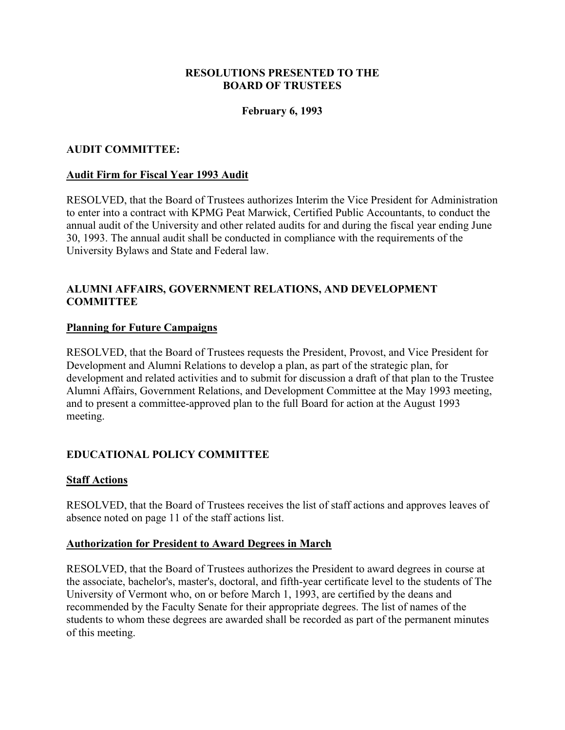**RESOLUTIONS PRESENTED TO THE BOARD OF TRUSTEES**

**February 6, 1993**

## AUDIT COMMITTEE:

### Audit Firm for Fiscal Year 1993 Audit

RESOLVED, that the Board of Trustees authorizes Interim the Vice President for Administration to enter into a contract with KPMG Peat Marwick, Certified Public Accountants, to conduct the annual audit of the University and other related audits for and during the fiscal year ending June 30, 1993. The annual audit shall be conducted in compliance with the requirements of the University Bylaws and State and Federal law.

## ALUMNI AFFAIRS, GOVERNMENT RELATIONS, AND DEVELOPMENT COMMITTEE

### Planning for Future Campaigns

RESOLVED, that the Board of Trustees requests the President, Provost, and Vice President for Development and Alumni Relations to develop a plan, as part of the strategic plan, for development and related activities and to submit for discussion a draft of that plan to the Trustee Alumni Affairs, Government Relations, and Development Committee at the May 1993 meeting, and to present a committee-approved plan to the full Board for action at the August 1993 meeting.

## EDUCATIONAL POLICY COMMITTEE

### Staff Actions

RESOLVED, that the Board of Trustees receives the list of staff actions and approves leaves of absence noted on page 11 of the staff actions list.

### Authorization for President to Award Degrees in March

RESOLVED, that the Board of Trustees authorizes the President to award degrees in course at the associate, bachelor's, master's, doctoral, and fifth-year certificate level to the students of The University of Vermont who, on or before March 1, 1993, are certified by the deans and recommended by the Faculty Senate for their appropriate degrees. The list of names of the students to whom these degrees are awarded shall be recorded as part of the permanent minutes of this meeting.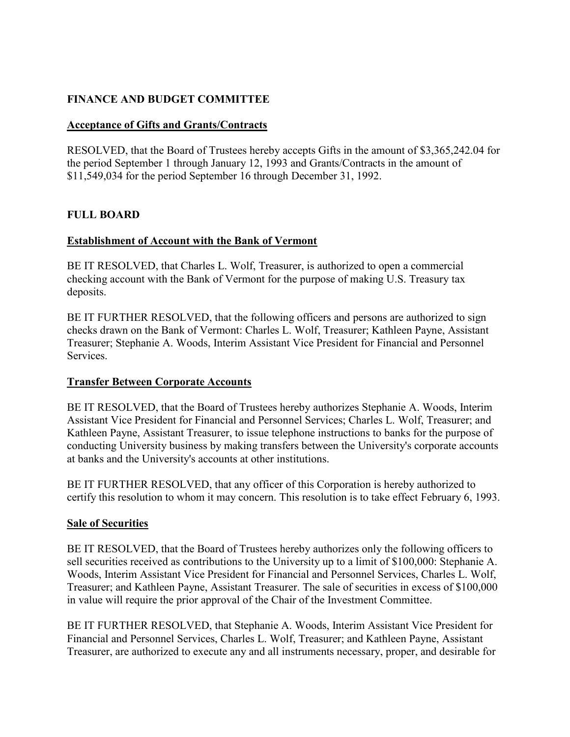## FINANCE AND BUDGET COMMITTEE

### Acceptance of Gifts and Grants/Contracts

RESOLVED, that the Board of Trustees hereby accepts Gifts in the amount of $3,365,242.04 for the period September 1 through January 12, 1993 and Grants/Contracts in the amount of $11,549,034 for the period September 16 through December 31, 1992.

## FULL BOARD

### Establishment of Account with the Bank of Vermont

BE IT RESOLVED, that Charles L. Wolf, Treasurer, is authorized to open a commercial checking account with the Bank of Vermont for the purpose of making U.S. Treasury tax deposits.

BE IT FURTHER RESOLVED, that the following officers and persons are authorized to sign checks drawn on the Bank of Vermont: Charles L. Wolf, Treasurer; Kathleen Payne, Assistant Treasurer; Stephanie A. Woods, Interim Assistant Vice President for Financial and Personnel Services.

### Transfer Between Corporate Accounts

BE IT RESOLVED, that the Board of Trustees hereby authorizes Stephanie A. Woods, Interim Assistant Vice President for Financial and Personnel Services; Charles L. Wolf, Treasurer; and Kathleen Payne, Assistant Treasurer, to issue telephone instructions to banks for the purpose of conducting University business by making transfers between the University's corporate accounts at banks and the University's accounts at other institutions.

BE IT FURTHER RESOLVED, that any officer of this Corporation is hereby authorized to certify this resolution to whom it may concern. This resolution is to take effect February 6, 1993.

### Sale of Securities

BE IT RESOLVED, that the Board of Trustees hereby authorizes only the following officers to sell securities received as contributions to the University up to a limit of $100,000: Stephanie A. Woods, Interim Assistant Vice President for Financial and Personnel Services, Charles L. Wolf, Treasurer; and Kathleen Payne, Assistant Treasurer. The sale of securities in excess of $100,000 in value will require the prior approval of the Chair of the Investment Committee.

BE IT FURTHER RESOLVED, that Stephanie A. Woods, Interim Assistant Vice President for Financial and Personnel Services, Charles L. Wolf, Treasurer; and Kathleen Payne, Assistant Treasurer, are authorized to execute any and all instruments necessary, proper, and desirable for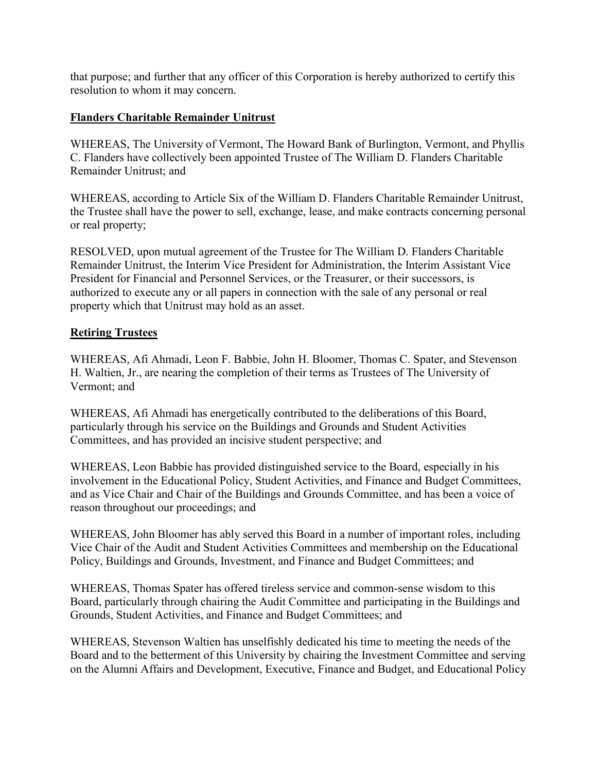that purpose; and further that any officer of this Corporation is hereby authorized to certify this resolution to whom it may concern.

**Flanders Charitable Remainder Unitrust**

WHEREAS, The University of Vermont, The Howard Bank of Burlington, Vermont, and Phyllis C. Flanders have collectively been appointed Trustee of The William D. Flanders Charitable Remainder Unitrust; and

WHEREAS, according to Article Six of the William D. Flanders Charitable Remainder Unitrust, the Trustee shall have the power to sell, exchange, lease, and make contracts concerning personal or real property;

RESOLVED, upon mutual agreement of the Trustee for The William D. Flanders Charitable Remainder Unitrust, the Interim Vice President for Administration, the Interim Assistant Vice President for Financial and Personnel Services, or the Treasurer, or their successors, is authorized to execute any or all papers in connection with the sale of any personal or real property which that Unitrust may hold as an asset.

**Retiring Trustees**

WHEREAS, Afi Ahmadi, Leon F. Babbie, John H. Bloomer, Thomas C. Spater, and Stevenson H. Waltien, Jr., are nearing the completion of their terms as Trustees of The University of Vermont; and

WHEREAS, Afi Ahmadi has energetically contributed to the deliberations of this Board, particularly through his service on the Buildings and Grounds and Student Activities Committees, and has provided an incisive student perspective; and

WHEREAS, Leon Babbie has provided distinguished service to the Board, especially in his involvement in the Educational Policy, Student Activities, and Finance and Budget Committees, and as Vice Chair and Chair of the Buildings and Grounds Committee, and has been a voice of reason throughout our proceedings; and

WHEREAS, John Bloomer has ably served this Board in a number of important roles, including Vice Chair of the Audit and Student Activities Committees and membership on the Educational Policy, Buildings and Grounds, Investment, and Finance and Budget Committees; and

WHEREAS, Thomas Spater has offered tireless service and common-sense wisdom to this Board, particularly through chairing the Audit Committee and participating in the Buildings and Grounds, Student Activities, and Finance and Budget Committees; and

WHEREAS, Stevenson Waltien has unselfishly dedicated his time to meeting the needs of the Board and to the betterment of this University by chairing the Investment Committee and serving on the Alumni Affairs and Development, Executive, Finance and Budget, and Educational Policy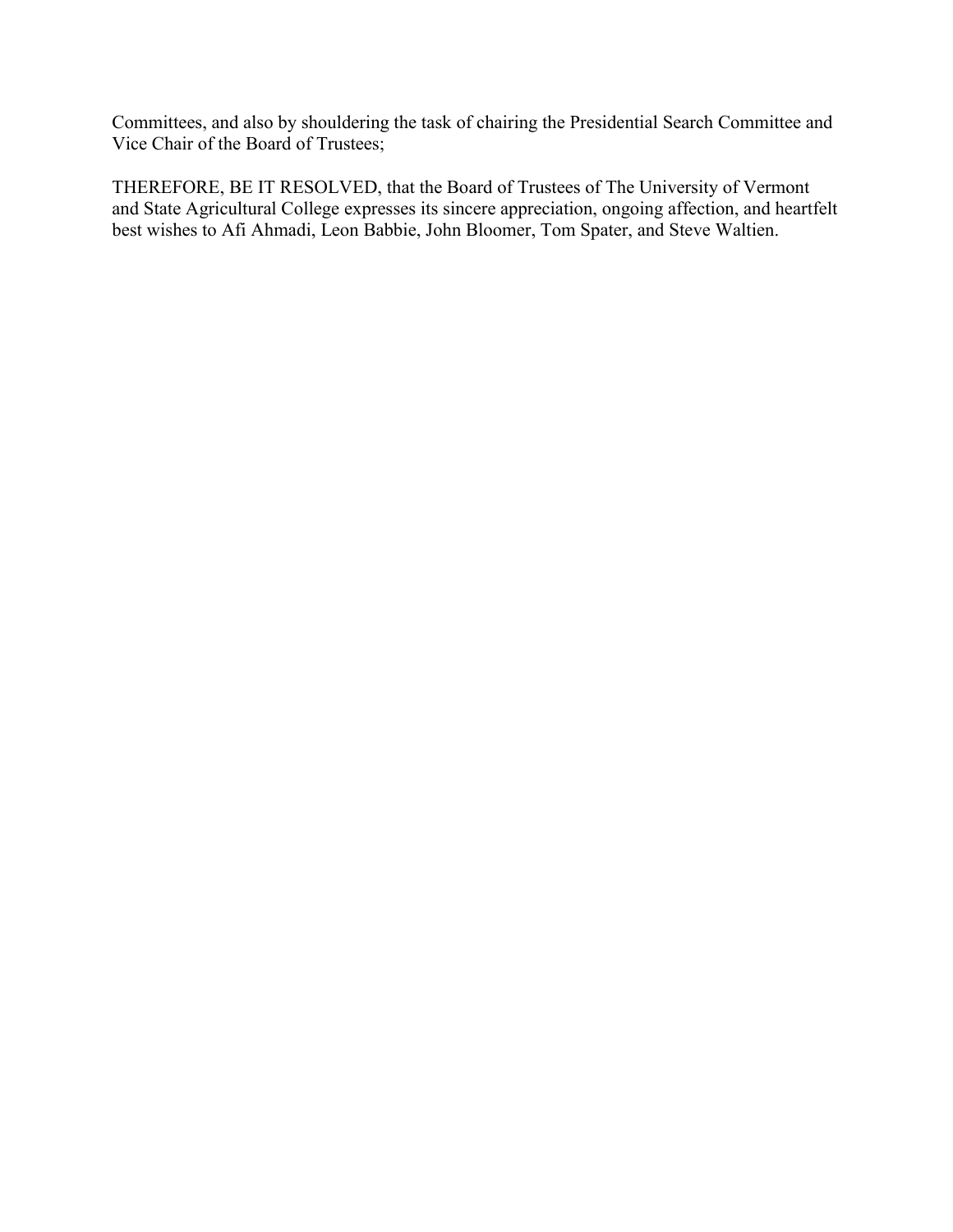Committees, and also by shouldering the task of chairing the Presidential Search Committee and Vice Chair of the Board of Trustees;

THEREFORE, BE IT RESOLVED, that the Board of Trustees of The University of Vermont and State Agricultural College expresses its sincere appreciation, ongoing affection, and heartfelt best wishes to Afi Ahmadi, Leon Babbie, John Bloomer, Tom Spater, and Steve Waltien.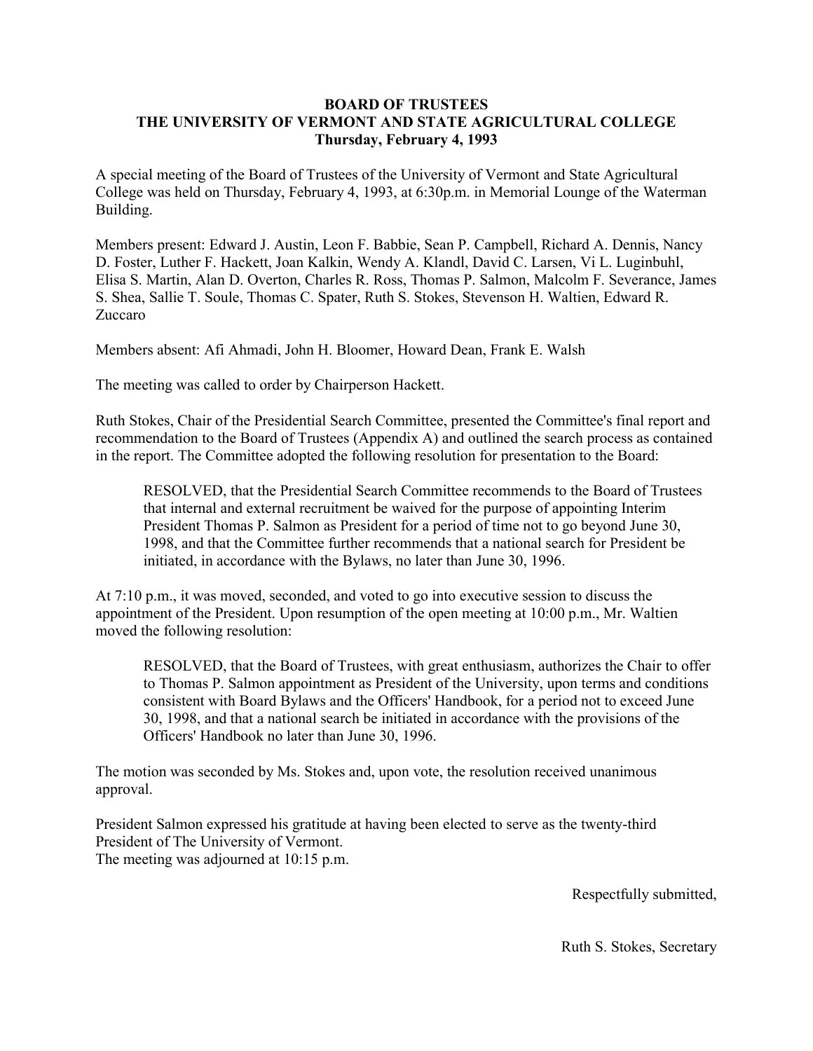**BOARD OF TRUSTEES**
**THE UNIVERSITY OF VERMONT AND STATE AGRICULTURAL COLLEGE**
**Thursday, February 4, 1993**

A special meeting of the Board of Trustees of the University of Vermont and State Agricultural College was held on Thursday, February 4, 1993, at 6:30p.m. in Memorial Lounge of the Waterman Building.

Members present: Edward J. Austin, Leon F. Babbie, Sean P. Campbell, Richard A. Dennis, Nancy D. Foster, Luther F. Hackett, Joan Kalkin, Wendy A. Klandl, David C. Larsen, Vi L. Luginbuhl, Elisa S. Martin, Alan D. Overton, Charles R. Ross, Thomas P. Salmon, Malcolm F. Severance, James S. Shea, Sallie T. Soule, Thomas C. Spater, Ruth S. Stokes, Stevenson H. Waltien, Edward R. Zuccaro

Members absent: Afi Ahmadi, John H. Bloomer, Howard Dean, Frank E. Walsh

The meeting was called to order by Chairperson Hackett.

Ruth Stokes, Chair of the Presidential Search Committee, presented the Committee's final report and recommendation to the Board of Trustees (Appendix A) and outlined the search process as contained in the report. The Committee adopted the following resolution for presentation to the Board:

> RESOLVED, that the Presidential Search Committee recommends to the Board of Trustees that internal and external recruitment be waived for the purpose of appointing Interim President Thomas P. Salmon as President for a period of time not to go beyond June 30, 1998, and that the Committee further recommends that a national search for President be initiated, in accordance with the Bylaws, no later than June 30, 1996.

At 7:10 p.m., it was moved, seconded, and voted to go into executive session to discuss the appointment of the President. Upon resumption of the open meeting at 10:00 p.m., Mr. Waltien moved the following resolution:

> RESOLVED, that the Board of Trustees, with great enthusiasm, authorizes the Chair to offer to Thomas P. Salmon appointment as President of the University, upon terms and conditions consistent with Board Bylaws and the Officers' Handbook, for a period not to exceed June 30, 1998, and that a national search be initiated in accordance with the provisions of the Officers' Handbook no later than June 30, 1996.

The motion was seconded by Ms. Stokes and, upon vote, the resolution received unanimous approval.

President Salmon expressed his gratitude at having been elected to serve as the twenty-third President of The University of Vermont.
The meeting was adjourned at 10:15 p.m.

Respectfully submitted,

Ruth S. Stokes, Secretary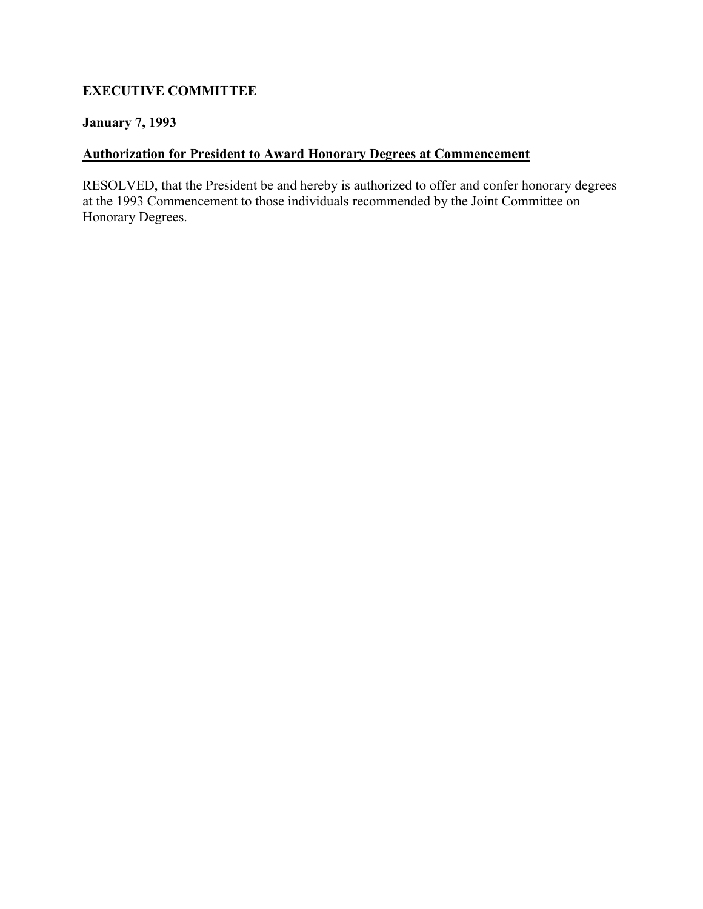**EXECUTIVE COMMITTEE**

**January 7, 1993**

**<u>Authorization for President to Award Honorary Degrees at Commencement</u>**

RESOLVED, that the President be and hereby is authorized to offer and confer honorary degrees at the 1993 Commencement to those individuals recommended by the Joint Committee on Honorary Degrees.